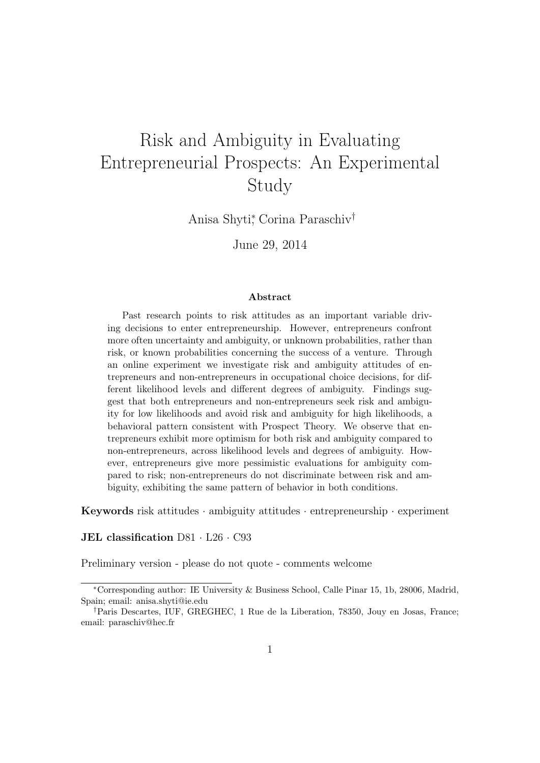# Risk and Ambiguity in Evaluating Entrepreneurial Prospects: An Experimental Study

Anisa Shyti[*], Corina Paraschiv[†]

June 29, 2014

### Abstract

Past research points to risk attitudes as an important variable driving decisions to enter entrepreneurship. However, entrepreneurs confront more often uncertainty and ambiguity, or unknown probabilities, rather than risk, or known probabilities concerning the success of a venture. Through an online experiment we investigate risk and ambiguity attitudes of entrepreneurs and non-entrepreneurs in occupational choice decisions, for different likelihood levels and different degrees of ambiguity. Findings suggest that both entrepreneurs and non-entrepreneurs seek risk and ambiguity for low likelihoods and avoid risk and ambiguity for high likelihoods, a behavioral pattern consistent with Prospect Theory. We observe that entrepreneurs exhibit more optimism for both risk and ambiguity compared to non-entrepreneurs, across likelihood levels and degrees of ambiguity. However, entrepreneurs give more pessimistic evaluations for ambiguity compared to risk; non-entrepreneurs do not discriminate between risk and ambiguity, exhibiting the same pattern of behavior in both conditions.

**Keywords** risk attitudes · ambiguity attitudes · entrepreneurship · experiment

**JEL classification** D81 · L26 · C93

Preliminary version - please do not quote - comments welcome

[*]Corresponding author: IE University & Business School, Calle Pinar 15, 1b, 28006, Madrid, Spain; email: anisa.shyti@ie.edu

[†]Paris Descartes, IUF, GREGHEC, 1 Rue de la Liberation, 78350, Jouy en Josas, France; email: paraschiv@hec.fr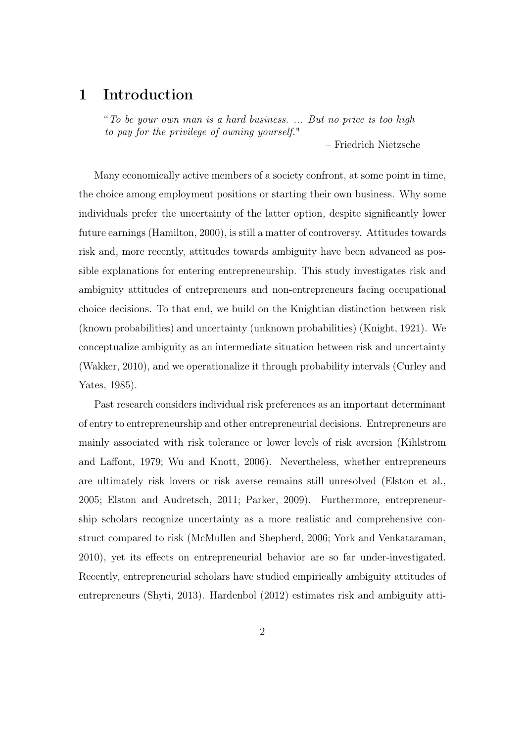# 1 Introduction

> "*To be your own man is a hard business. ... But no price is too high to pay for the privilege of owning yourself.*"
>
> – Friedrich Nietzsche

Many economically active members of a society confront, at some point in time, the choice among employment positions or starting their own business. Why some individuals prefer the uncertainty of the latter option, despite significantly lower future earnings (Hamilton, 2000), is still a matter of controversy. Attitudes towards risk and, more recently, attitudes towards ambiguity have been advanced as possible explanations for entering entrepreneurship. This study investigates risk and ambiguity attitudes of entrepreneurs and non-entrepreneurs facing occupational choice decisions. To that end, we build on the Knightian distinction between risk (known probabilities) and uncertainty (unknown probabilities) (Knight, 1921). We conceptualize ambiguity as an intermediate situation between risk and uncertainty (Wakker, 2010), and we operationalize it through probability intervals (Curley and Yates, 1985).

Past research considers individual risk preferences as an important determinant of entry to entrepreneurship and other entrepreneurial decisions. Entrepreneurs are mainly associated with risk tolerance or lower levels of risk aversion (Kihlstrom and Laffont, 1979; Wu and Knott, 2006). Nevertheless, whether entrepreneurs are ultimately risk lovers or risk averse remains still unresolved (Elston et al., 2005; Elston and Audretsch, 2011; Parker, 2009). Furthermore, entrepreneurship scholars recognize uncertainty as a more realistic and comprehensive construct compared to risk (McMullen and Shepherd, 2006; York and Venkataraman, 2010), yet its effects on entrepreneurial behavior are so far under-investigated. Recently, entrepreneurial scholars have studied empirically ambiguity attitudes of entrepreneurs (Shyti, 2013). Hardenbol (2012) estimates risk and ambiguity atti-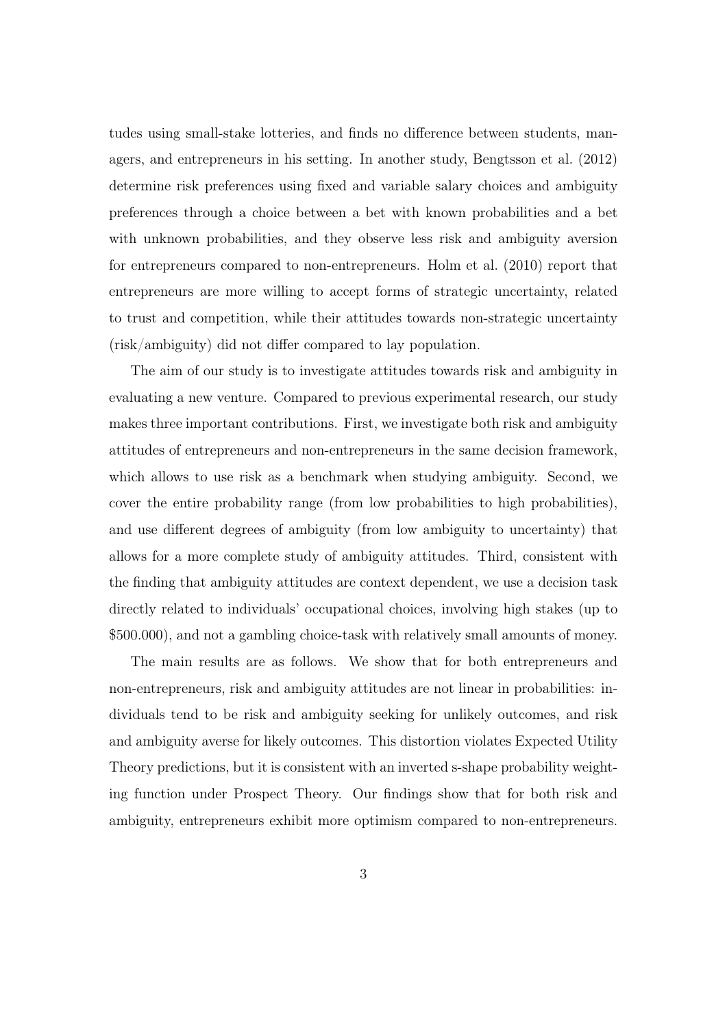tudes using small-stake lotteries, and finds no difference between students, managers, and entrepreneurs in his setting. In another study, Bengtsson et al. (2012) determine risk preferences using fixed and variable salary choices and ambiguity preferences through a choice between a bet with known probabilities and a bet with unknown probabilities, and they observe less risk and ambiguity aversion for entrepreneurs compared to non-entrepreneurs. Holm et al. (2010) report that entrepreneurs are more willing to accept forms of strategic uncertainty, related to trust and competition, while their attitudes towards non-strategic uncertainty (risk/ambiguity) did not differ compared to lay population.

The aim of our study is to investigate attitudes towards risk and ambiguity in evaluating a new venture. Compared to previous experimental research, our study makes three important contributions. First, we investigate both risk and ambiguity attitudes of entrepreneurs and non-entrepreneurs in the same decision framework, which allows to use risk as a benchmark when studying ambiguity. Second, we cover the entire probability range (from low probabilities to high probabilities), and use different degrees of ambiguity (from low ambiguity to uncertainty) that allows for a more complete study of ambiguity attitudes. Third, consistent with the finding that ambiguity attitudes are context dependent, we use a decision task directly related to individuals' occupational choices, involving high stakes (up to \$500.000), and not a gambling choice-task with relatively small amounts of money.

The main results are as follows. We show that for both entrepreneurs and non-entrepreneurs, risk and ambiguity attitudes are not linear in probabilities: individuals tend to be risk and ambiguity seeking for unlikely outcomes, and risk and ambiguity averse for likely outcomes. This distortion violates Expected Utility Theory predictions, but it is consistent with an inverted s-shape probability weighting function under Prospect Theory. Our findings show that for both risk and ambiguity, entrepreneurs exhibit more optimism compared to non-entrepreneurs.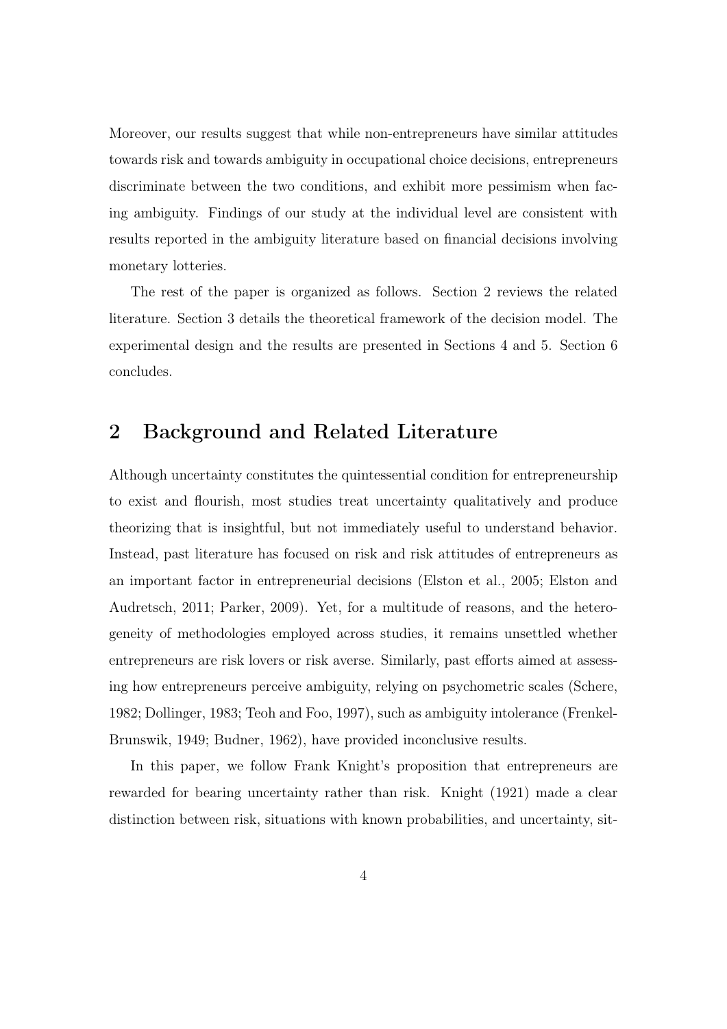Moreover, our results suggest that while non-entrepreneurs have similar attitudes towards risk and towards ambiguity in occupational choice decisions, entrepreneurs discriminate between the two conditions, and exhibit more pessimism when facing ambiguity. Findings of our study at the individual level are consistent with results reported in the ambiguity literature based on financial decisions involving monetary lotteries.

The rest of the paper is organized as follows. Section 2 reviews the related literature. Section 3 details the theoretical framework of the decision model. The experimental design and the results are presented in Sections 4 and 5. Section 6 concludes.

## 2 Background and Related Literature

Although uncertainty constitutes the quintessential condition for entrepreneurship to exist and flourish, most studies treat uncertainty qualitatively and produce theorizing that is insightful, but not immediately useful to understand behavior. Instead, past literature has focused on risk and risk attitudes of entrepreneurs as an important factor in entrepreneurial decisions (Elston et al., 2005; Elston and Audretsch, 2011; Parker, 2009). Yet, for a multitude of reasons, and the heterogeneity of methodologies employed across studies, it remains unsettled whether entrepreneurs are risk lovers or risk averse. Similarly, past efforts aimed at assessing how entrepreneurs perceive ambiguity, relying on psychometric scales (Schere, 1982; Dollinger, 1983; Teoh and Foo, 1997), such as ambiguity intolerance (Frenkel-Brunswik, 1949; Budner, 1962), have provided inconclusive results.

In this paper, we follow Frank Knight's proposition that entrepreneurs are rewarded for bearing uncertainty rather than risk. Knight (1921) made a clear distinction between risk, situations with known probabilities, and uncertainty, sit-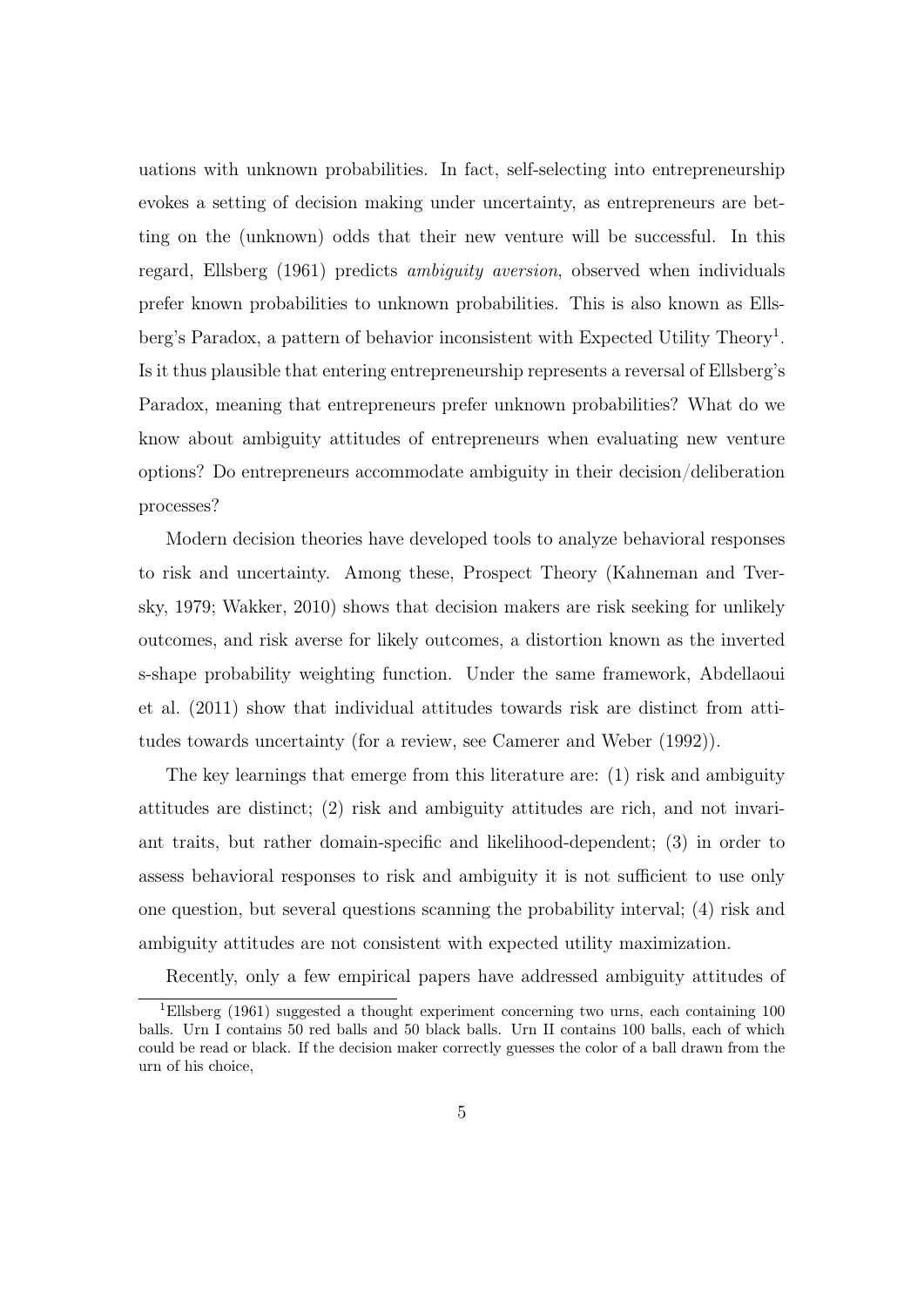uations with unknown probabilities. In fact, self-selecting into entrepreneurship evokes a setting of decision making under uncertainty, as entrepreneurs are betting on the (unknown) odds that their new venture will be successful. In this regard, Ellsberg (1961) predicts *ambiguity aversion*, observed when individuals prefer known probabilities to unknown probabilities. This is also known as Ellsberg's Paradox, a pattern of behavior inconsistent with Expected Utility Theory[1]. Is it thus plausible that entering entrepreneurship represents a reversal of Ellsberg's Paradox, meaning that entrepreneurs prefer unknown probabilities? What do we know about ambiguity attitudes of entrepreneurs when evaluating new venture options? Do entrepreneurs accommodate ambiguity in their decision/deliberation processes?

Modern decision theories have developed tools to analyze behavioral responses to risk and uncertainty. Among these, Prospect Theory (Kahneman and Tversky, 1979; Wakker, 2010) shows that decision makers are risk seeking for unlikely outcomes, and risk averse for likely outcomes, a distortion known as the inverted s-shape probability weighting function. Under the same framework, Abdellaoui et al. (2011) show that individual attitudes towards risk are distinct from attitudes towards uncertainty (for a review, see Camerer and Weber (1992)).

The key learnings that emerge from this literature are: (1) risk and ambiguity attitudes are distinct; (2) risk and ambiguity attitudes are rich, and not invariant traits, but rather domain-specific and likelihood-dependent; (3) in order to assess behavioral responses to risk and ambiguity it is not sufficient to use only one question, but several questions scanning the probability interval; (4) risk and ambiguity attitudes are not consistent with expected utility maximization.

Recently, only a few empirical papers have addressed ambiguity attitudes of

[1] Ellsberg (1961) suggested a thought experiment concerning two urns, each containing 100 balls. Urn I contains 50 red balls and 50 black balls. Urn II contains 100 balls, each of which could be read or black. If the decision maker correctly guesses the color of a ball drawn from the urn of his choice,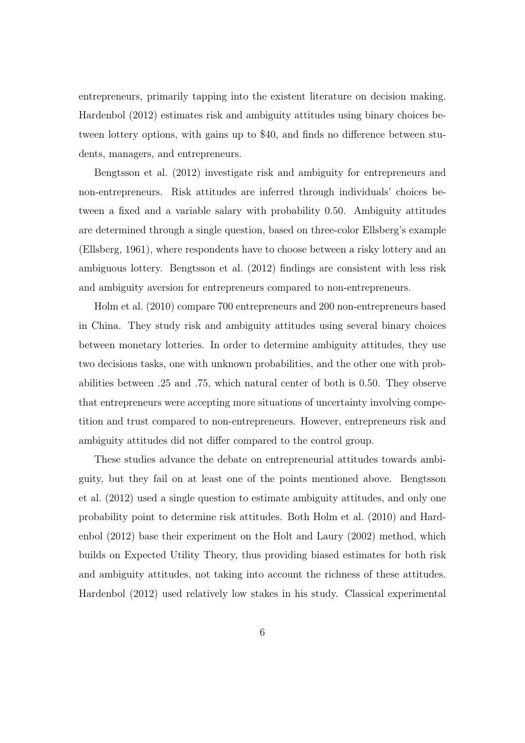entrepreneurs, primarily tapping into the existent literature on decision making. Hardenbol (2012) estimates risk and ambiguity attitudes using binary choices between lottery options, with gains up to $40, and finds no difference between students, managers, and entrepreneurs.

Bengtsson et al. (2012) investigate risk and ambiguity for entrepreneurs and non-entrepreneurs. Risk attitudes are inferred through individuals' choices between a fixed and a variable salary with probability 0.50. Ambiguity attitudes are determined through a single question, based on three-color Ellsberg's example (Ellsberg, 1961), where respondents have to choose between a risky lottery and an ambiguous lottery. Bengtsson et al. (2012) findings are consistent with less risk and ambiguity aversion for entrepreneurs compared to non-entrepreneurs.

Holm et al. (2010) compare 700 entrepreneurs and 200 non-entrepreneurs based in China. They study risk and ambiguity attitudes using several binary choices between monetary lotteries. In order to determine ambiguity attitudes, they use two decisions tasks, one with unknown probabilities, and the other one with probabilities between .25 and .75, which natural center of both is 0.50. They observe that entrepreneurs were accepting more situations of uncertainty involving competition and trust compared to non-entrepreneurs. However, entrepreneurs risk and ambiguity attitudes did not differ compared to the control group.

These studies advance the debate on entrepreneurial attitudes towards ambiguity, but they fail on at least one of the points mentioned above. Bengtsson et al. (2012) used a single question to estimate ambiguity attitudes, and only one probability point to determine risk attitudes. Both Holm et al. (2010) and Hardenbol (2012) base their experiment on the Holt and Laury (2002) method, which builds on Expected Utility Theory, thus providing biased estimates for both risk and ambiguity attitudes, not taking into account the richness of these attitudes. Hardenbol (2012) used relatively low stakes in his study. Classical experimental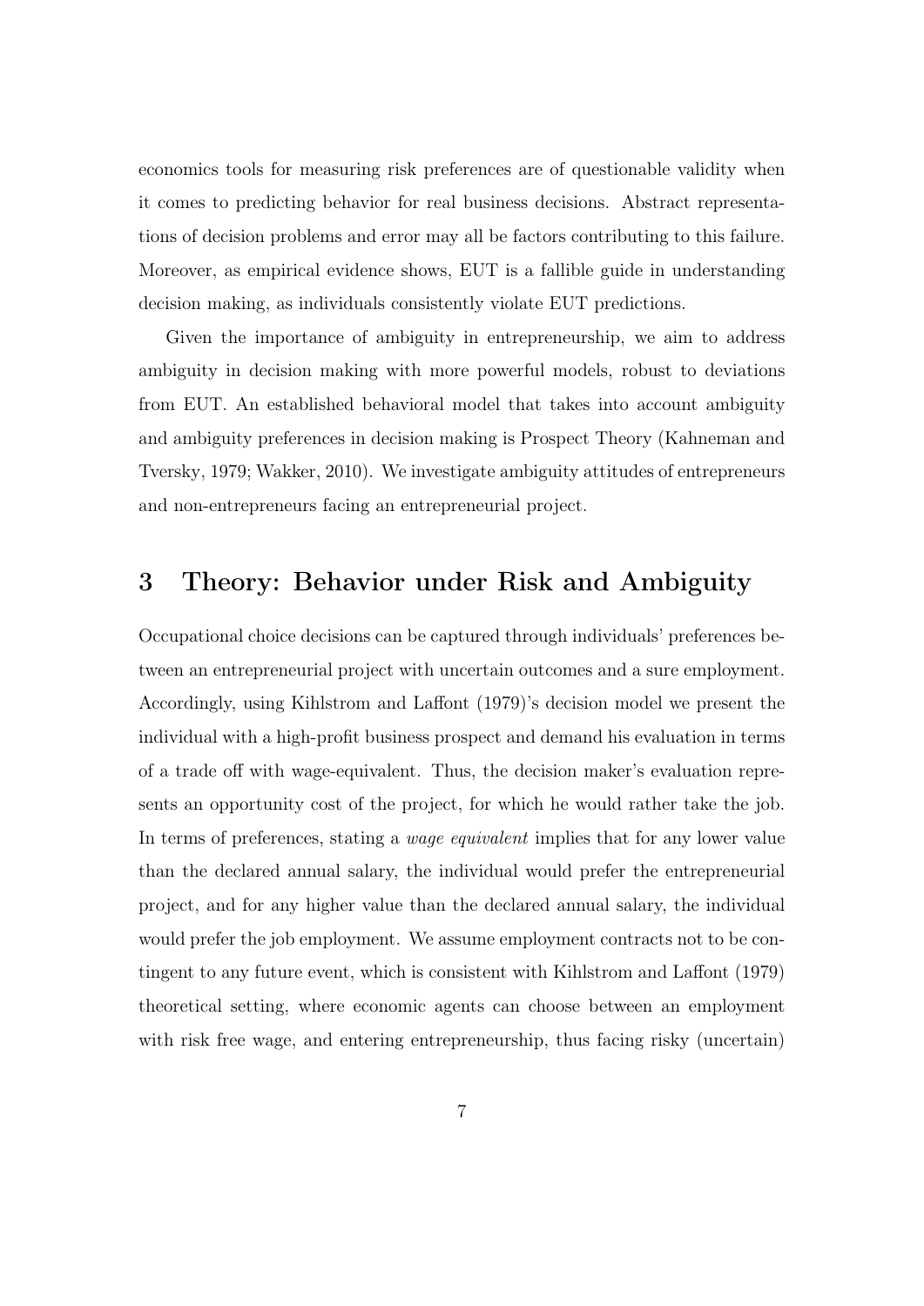economics tools for measuring risk preferences are of questionable validity when it comes to predicting behavior for real business decisions. Abstract representations of decision problems and error may all be factors contributing to this failure. Moreover, as empirical evidence shows, EUT is a fallible guide in understanding decision making, as individuals consistently violate EUT predictions.

Given the importance of ambiguity in entrepreneurship, we aim to address ambiguity in decision making with more powerful models, robust to deviations from EUT. An established behavioral model that takes into account ambiguity and ambiguity preferences in decision making is Prospect Theory (Kahneman and Tversky, 1979; Wakker, 2010). We investigate ambiguity attitudes of entrepreneurs and non-entrepreneurs facing an entrepreneurial project.

# 3 Theory: Behavior under Risk and Ambiguity

Occupational choice decisions can be captured through individuals' preferences between an entrepreneurial project with uncertain outcomes and a sure employment. Accordingly, using Kihlstrom and Laffont (1979)'s decision model we present the individual with a high-profit business prospect and demand his evaluation in terms of a trade off with wage-equivalent. Thus, the decision maker's evaluation represents an opportunity cost of the project, for which he would rather take the job. In terms of preferences, stating a *wage equivalent* implies that for any lower value than the declared annual salary, the individual would prefer the entrepreneurial project, and for any higher value than the declared annual salary, the individual would prefer the job employment. We assume employment contracts not to be contingent to any future event, which is consistent with Kihlstrom and Laffont (1979) theoretical setting, where economic agents can choose between an employment with risk free wage, and entering entrepreneurship, thus facing risky (uncertain)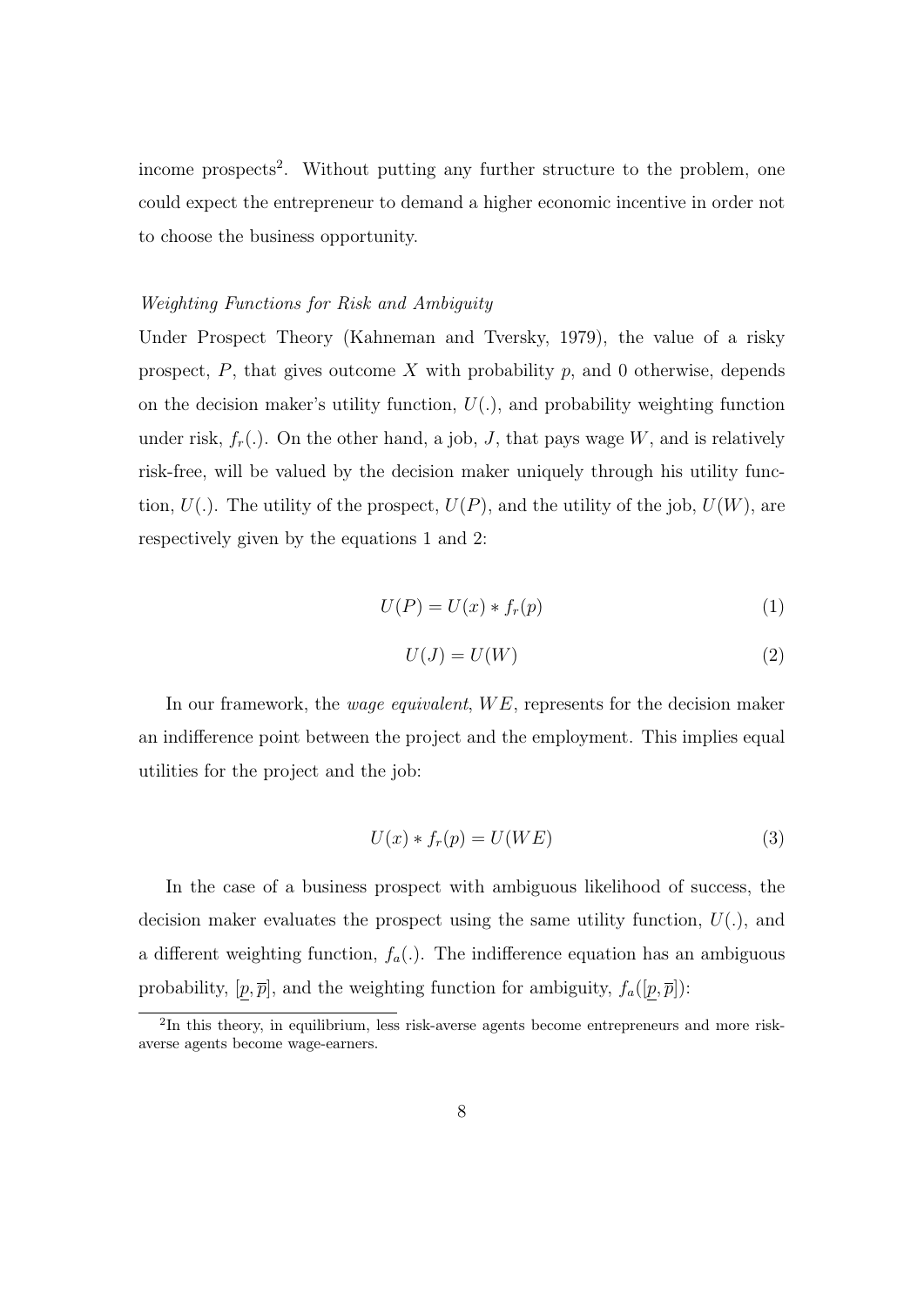income prospects[2]. Without putting any further structure to the problem, one could expect the entrepreneur to demand a higher economic incentive in order not to choose the business opportunity.

*Weighting Functions for Risk and Ambiguity*

Under Prospect Theory (Kahneman and Tversky, 1979), the value of a risky prospect, $P$, that gives outcome $X$ with probability $p$, and 0 otherwise, depends on the decision maker's utility function, $U(.)$, and probability weighting function under risk, $f_r(.)$. On the other hand, a job, $J$, that pays wage $W$, and is relatively risk-free, will be valued by the decision maker uniquely through his utility function, $U(.)$. The utility of the prospect, $U(P)$, and the utility of the job, $U(W)$, are respectively given by the equations 1 and 2:

$$U(P) = U(x) * f_r(p) \tag{1}$$

$$U(J) = U(W) \tag{2}$$

In our framework, the *wage equivalent*, $WE$, represents for the decision maker an indifference point between the project and the employment. This implies equal utilities for the project and the job:

$$U(x) * f_r(p) = U(WE) \tag{3}$$

In the case of a business prospect with ambiguous likelihood of success, the decision maker evaluates the prospect using the same utility function, $U(.)$, and a different weighting function, $f_a(.)$. The indifference equation has an ambiguous probability, $[\underline{p}, \overline{p}]$, and the weighting function for ambiguity, $f_a([\underline{p}, \overline{p}])$:

[2] In this theory, in equilibrium, less risk-averse agents become entrepreneurs and more risk-averse agents become wage-earners.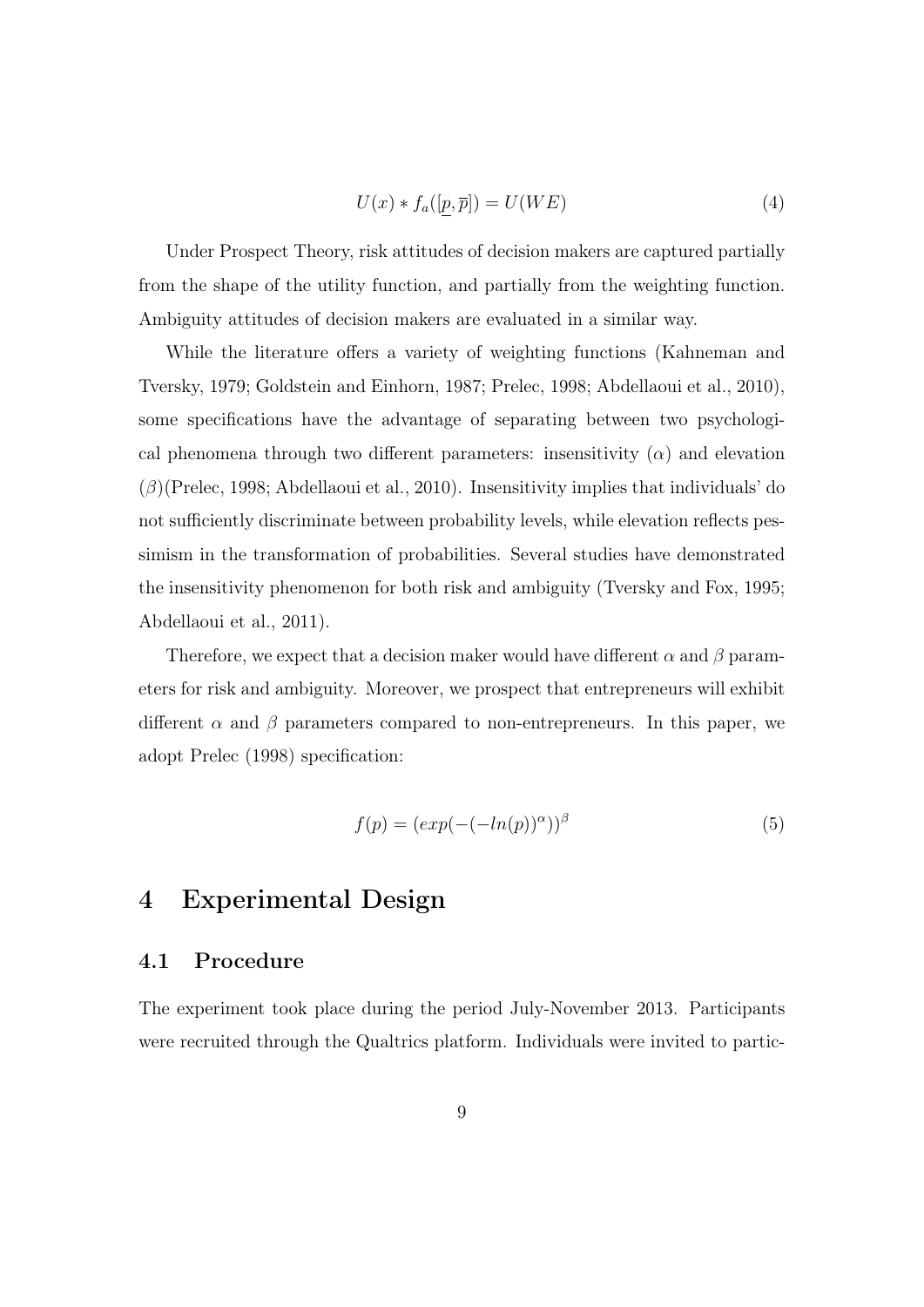$$U(x) * f_a([\underline{p}, \overline{p}]) = U(WE) \tag{4}$$

Under Prospect Theory, risk attitudes of decision makers are captured partially from the shape of the utility function, and partially from the weighting function. Ambiguity attitudes of decision makers are evaluated in a similar way.

While the literature offers a variety of weighting functions (Kahneman and Tversky, 1979; Goldstein and Einhorn, 1987; Prelec, 1998; Abdellaoui et al., 2010), some specifications have the advantage of separating between two psychological phenomena through two different parameters: insensitivity ($\alpha$) and elevation ($\beta$)(Prelec, 1998; Abdellaoui et al., 2010). Insensitivity implies that individuals' do not sufficiently discriminate between probability levels, while elevation reflects pessimism in the transformation of probabilities. Several studies have demonstrated the insensitivity phenomenon for both risk and ambiguity (Tversky and Fox, 1995; Abdellaoui et al., 2011).

Therefore, we expect that a decision maker would have different $\alpha$ and $\beta$ parameters for risk and ambiguity. Moreover, we prospect that entrepreneurs will exhibit different $\alpha$ and $\beta$ parameters compared to non-entrepreneurs. In this paper, we adopt Prelec (1998) specification:

$$f(p) = (exp(-(-ln(p))^{\alpha}))^{\beta} \tag{5}$$

# 4 Experimental Design

## 4.1 Procedure

The experiment took place during the period July-November 2013. Participants were recruited through the Qualtrics platform. Individuals were invited to partic-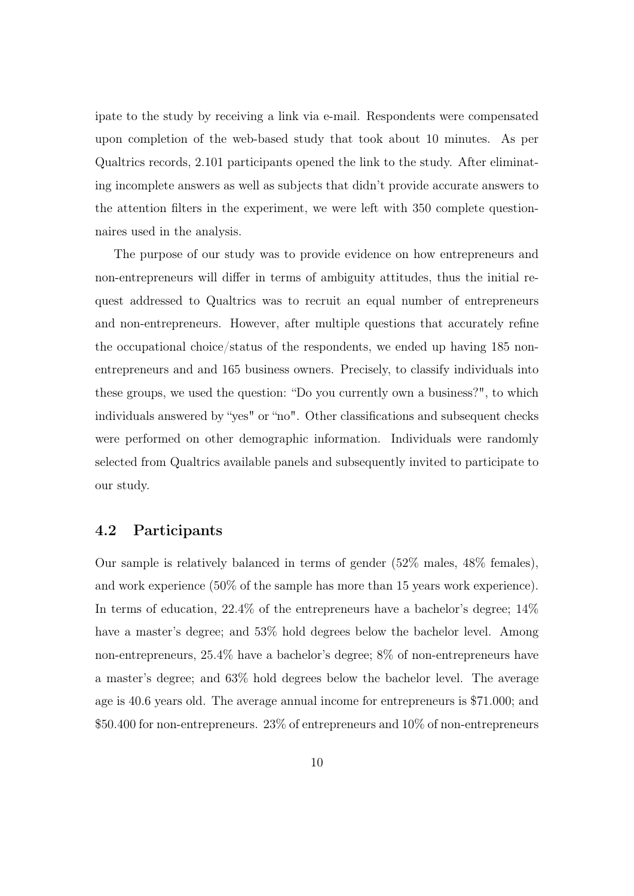ipate to the study by receiving a link via e-mail. Respondents were compensated upon completion of the web-based study that took about 10 minutes. As per Qualtrics records, 2.101 participants opened the link to the study. After eliminating incomplete answers as well as subjects that didn't provide accurate answers to the attention filters in the experiment, we were left with 350 complete questionnaires used in the analysis.

The purpose of our study was to provide evidence on how entrepreneurs and non-entrepreneurs will differ in terms of ambiguity attitudes, thus the initial request addressed to Qualtrics was to recruit an equal number of entrepreneurs and non-entrepreneurs. However, after multiple questions that accurately refine the occupational choice/status of the respondents, we ended up having 185 non-entrepreneurs and and 165 business owners. Precisely, to classify individuals into these groups, we used the question: "Do you currently own a business?", to which individuals answered by "yes" or "no". Other classifications and subsequent checks were performed on other demographic information. Individuals were randomly selected from Qualtrics available panels and subsequently invited to participate to our study.

## 4.2 Participants

Our sample is relatively balanced in terms of gender (52% males, 48% females), and work experience (50% of the sample has more than 15 years work experience). In terms of education, 22.4% of the entrepreneurs have a bachelor's degree; 14% have a master's degree; and 53% hold degrees below the bachelor level. Among non-entrepreneurs, 25.4% have a bachelor's degree; 8% of non-entrepreneurs have a master's degree; and 63% hold degrees below the bachelor level. The average age is 40.6 years old. The average annual income for entrepreneurs is $71.000; and $50.400 for non-entrepreneurs. 23% of entrepreneurs and 10% of non-entrepreneurs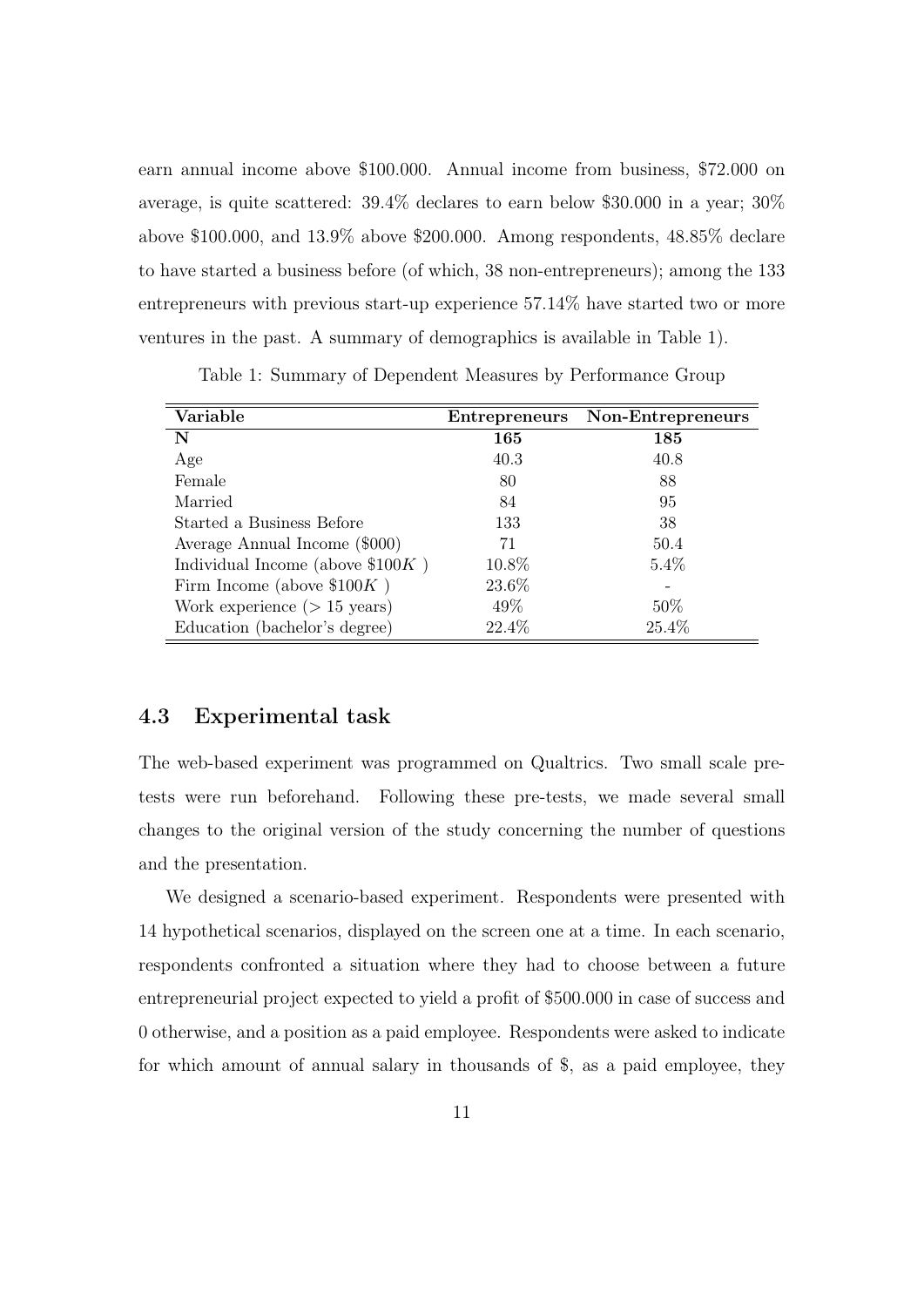earn annual income above \$100.000. Annual income from business, \$72.000 on average, is quite scattered: 39.4% declares to earn below \$30.000 in a year; 30% above \$100.000, and 13.9% above \$200.000. Among respondents, 48.85% declare to have started a business before (of which, 38 non-entrepreneurs); among the 133 entrepreneurs with previous start-up experience 57.14% have started two or more ventures in the past. A summary of demographics is available in Table 1).

Table 1: Summary of Dependent Measures by Performance Group

| Variable | Entrepreneurs | Non-Entrepreneurs |
|---|---|---|
| **N** | **165** | **185** |
| Age | 40.3 | 40.8 |
| Female | 80 | 88 |
| Married | 84 | 95 |
| Started a Business Before | 133 | 38 |
| Average Annual Income (\$000) | 71 | 50.4 |
| Individual Income (above \$100$K$ ) | 10.8% | 5.4% |
| Firm Income (above \$100$K$ ) | 23.6% | - |
| Work experience (> 15 years) | 49% | 50% |
| Education (bachelor's degree) | 22.4% | 25.4% |

### 4.3 Experimental task

The web-based experiment was programmed on Qualtrics. Two small scale pre-tests were run beforehand. Following these pre-tests, we made several small changes to the original version of the study concerning the number of questions and the presentation.

We designed a scenario-based experiment. Respondents were presented with 14 hypothetical scenarios, displayed on the screen one at a time. In each scenario, respondents confronted a situation where they had to choose between a future entrepreneurial project expected to yield a profit of \$500.000 in case of success and 0 otherwise, and a position as a paid employee. Respondents were asked to indicate for which amount of annual salary in thousands of \$, as a paid employee, they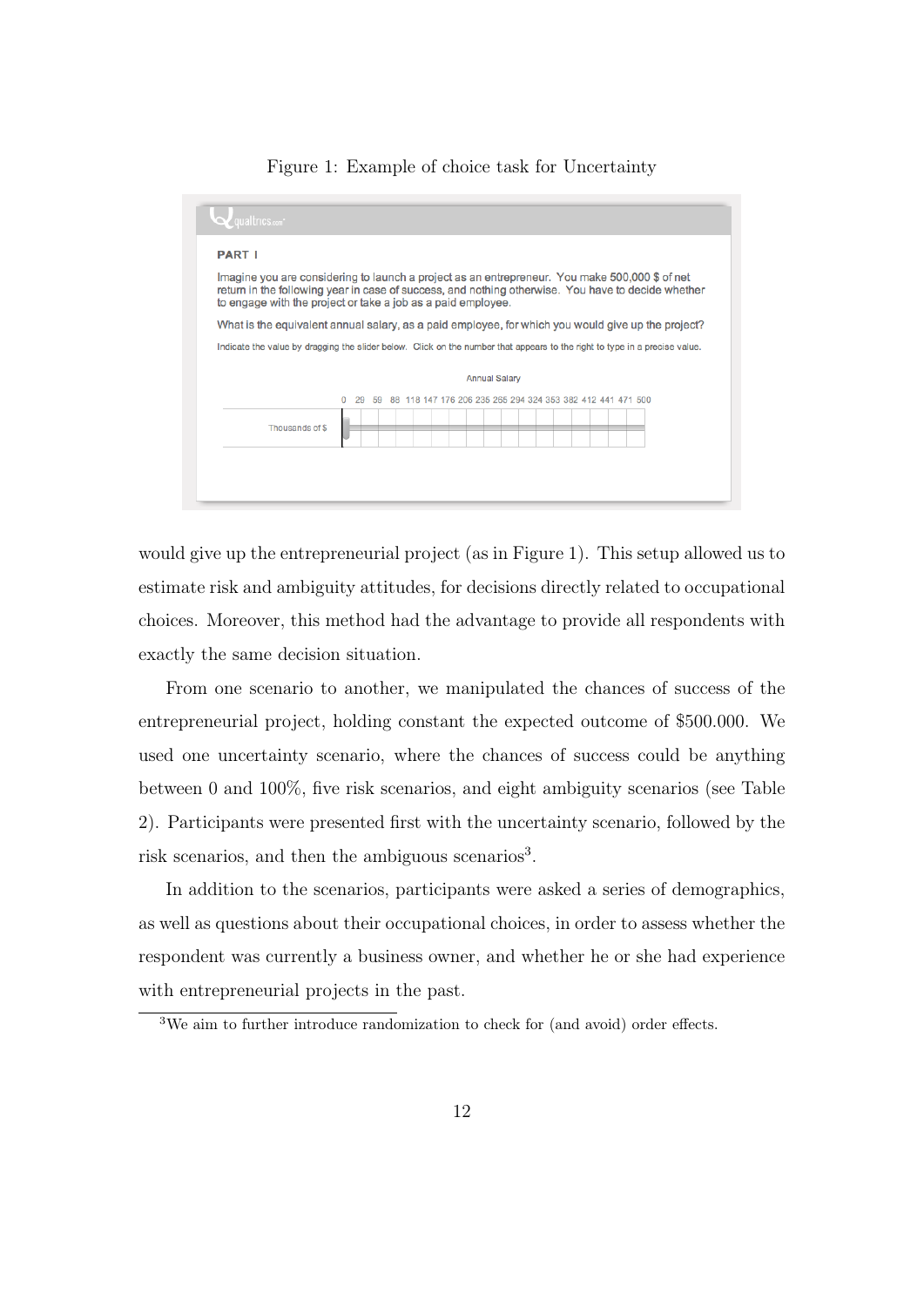Figure 1: Example of choice task for Uncertainty

PART I

Imagine you are considering to launch a project as an entrepreneur. You make 500,000 $ of net return in the following year in case of success, and nothing otherwise. You have to decide whether to engage with the project or take a job as a paid employee.

What is the equivalent annual salary, as a paid employee, for which you would give up the project?

Indicate the value by dragging the slider below. Click on the number that appears to the right to type in a precise value.

Annual Salary

0 29 59 88 118 147 176 206 235 265 294 324 353 382 412 441 471 500

Thousands of $

would give up the entrepreneurial project (as in Figure 1). This setup allowed us to estimate risk and ambiguity attitudes, for decisions directly related to occupational choices. Moreover, this method had the advantage to provide all respondents with exactly the same decision situation.

From one scenario to another, we manipulated the chances of success of the entrepreneurial project, holding constant the expected outcome of \$500.000. We used one uncertainty scenario, where the chances of success could be anything between 0 and 100%, five risk scenarios, and eight ambiguity scenarios (see Table 2). Participants were presented first with the uncertainty scenario, followed by the risk scenarios, and then the ambiguous scenarios[3].

In addition to the scenarios, participants were asked a series of demographics, as well as questions about their occupational choices, in order to assess whether the respondent was currently a business owner, and whether he or she had experience with entrepreneurial projects in the past.

[3] We aim to further introduce randomization to check for (and avoid) order effects.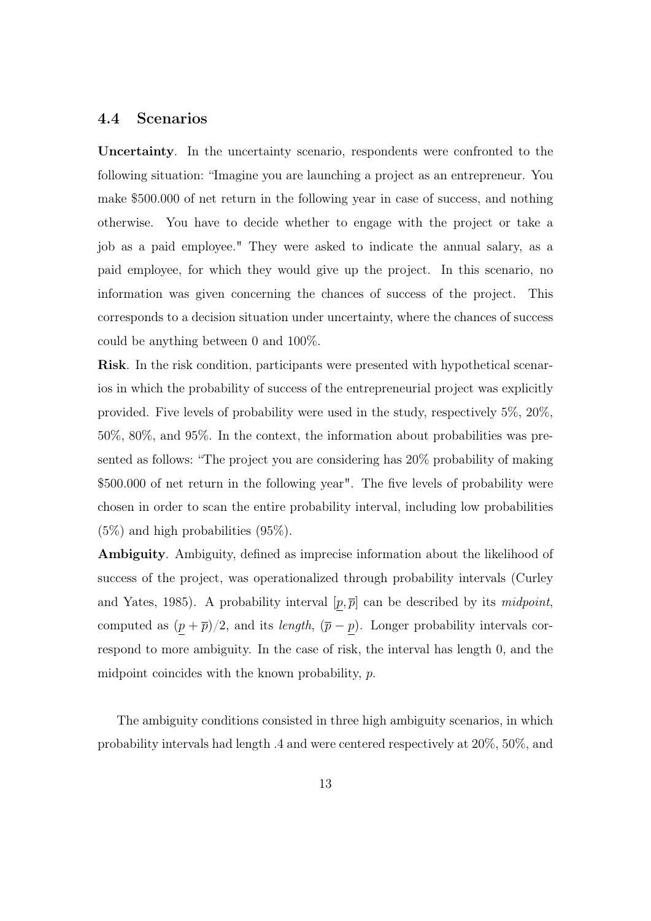### 4.4 Scenarios

**Uncertainty**. In the uncertainty scenario, respondents were confronted to the following situation: "Imagine you are launching a project as an entrepreneur. You make \$500.000 of net return in the following year in case of success, and nothing otherwise. You have to decide whether to engage with the project or take a job as a paid employee." They were asked to indicate the annual salary, as a paid employee, for which they would give up the project. In this scenario, no information was given concerning the chances of success of the project. This corresponds to a decision situation under uncertainty, where the chances of success could be anything between 0 and 100%.

**Risk**. In the risk condition, participants were presented with hypothetical scenarios in which the probability of success of the entrepreneurial project was explicitly provided. Five levels of probability were used in the study, respectively 5%, 20%, 50%, 80%, and 95%. In the context, the information about probabilities was presented as follows: "The project you are considering has 20% probability of making \$500.000 of net return in the following year". The five levels of probability were chosen in order to scan the entire probability interval, including low probabilities (5%) and high probabilities (95%).

**Ambiguity**. Ambiguity, defined as imprecise information about the likelihood of success of the project, was operationalized through probability intervals (Curley and Yates, 1985). A probability interval $[\underline{p}, \overline{p}]$ can be described by its *midpoint*, computed as $(\underline{p} + \overline{p})/2$, and its *length*, $(\overline{p} - \underline{p})$. Longer probability intervals correspond to more ambiguity. In the case of risk, the interval has length 0, and the midpoint coincides with the known probability, $p$.

The ambiguity conditions consisted in three high ambiguity scenarios, in which probability intervals had length .4 and were centered respectively at 20%, 50%, and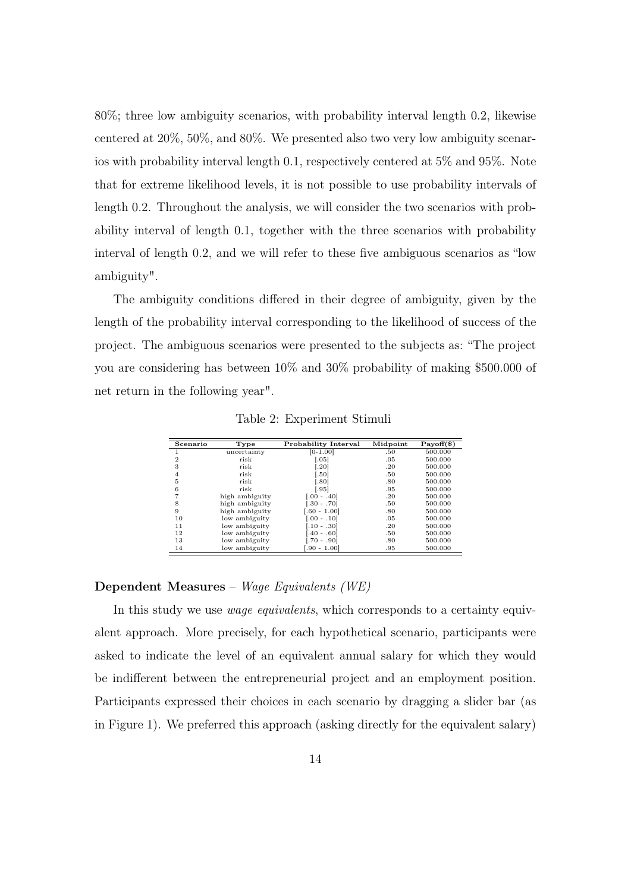80%; three low ambiguity scenarios, with probability interval length 0.2, likewise centered at 20%, 50%, and 80%. We presented also two very low ambiguity scenarios with probability interval length 0.1, respectively centered at 5% and 95%. Note that for extreme likelihood levels, it is not possible to use probability intervals of length 0.2. Throughout the analysis, we will consider the two scenarios with probability interval of length 0.1, together with the three scenarios with probability interval of length 0.2, and we will refer to these five ambiguous scenarios as "low ambiguity".

The ambiguity conditions differed in their degree of ambiguity, given by the length of the probability interval corresponding to the likelihood of success of the project. The ambiguous scenarios were presented to the subjects as: "The project you are considering has between 10% and 30% probability of making $500.000 of net return in the following year".

Table 2: Experiment Stimuli

| Scenario | Type | Probability Interval | Midpoint | Payoff($) |
|---|---|---|---|---|
| 1 | uncertainty | [0-1.00] | .50 | 500.000 |
| 2 | risk | [.05] | .05 | 500.000 |
| 3 | risk | [.20] | .20 | 500.000 |
| 4 | risk | [.50] | .50 | 500.000 |
| 5 | risk | [.80] | .80 | 500.000 |
| 6 | risk | [.95] | .95 | 500.000 |
| 7 | high ambiguity | [.00 - .40] | .20 | 500.000 |
| 8 | high ambiguity | [.30 - .70] | .50 | 500.000 |
| 9 | high ambiguity | [.60 - 1.00] | .80 | 500.000 |
| 10 | low ambiguity | [.00 - .10] | .05 | 500.000 |
| 11 | low ambiguity | [.10 - .30] | .20 | 500.000 |
| 12 | low ambiguity | [.40 - .60] | .50 | 500.000 |
| 13 | low ambiguity | [.70 - .90] | .80 | 500.000 |
| 14 | low ambiguity | [.90 - 1.00] | .95 | 500.000 |

**Dependent Measures** – *Wage Equivalents (WE)*

In this study we use *wage equivalents*, which corresponds to a certainty equivalent approach. More precisely, for each hypothetical scenario, participants were asked to indicate the level of an equivalent annual salary for which they would be indifferent between the entrepreneurial project and an employment position. Participants expressed their choices in each scenario by dragging a slider bar (as in Figure 1). We preferred this approach (asking directly for the equivalent salary)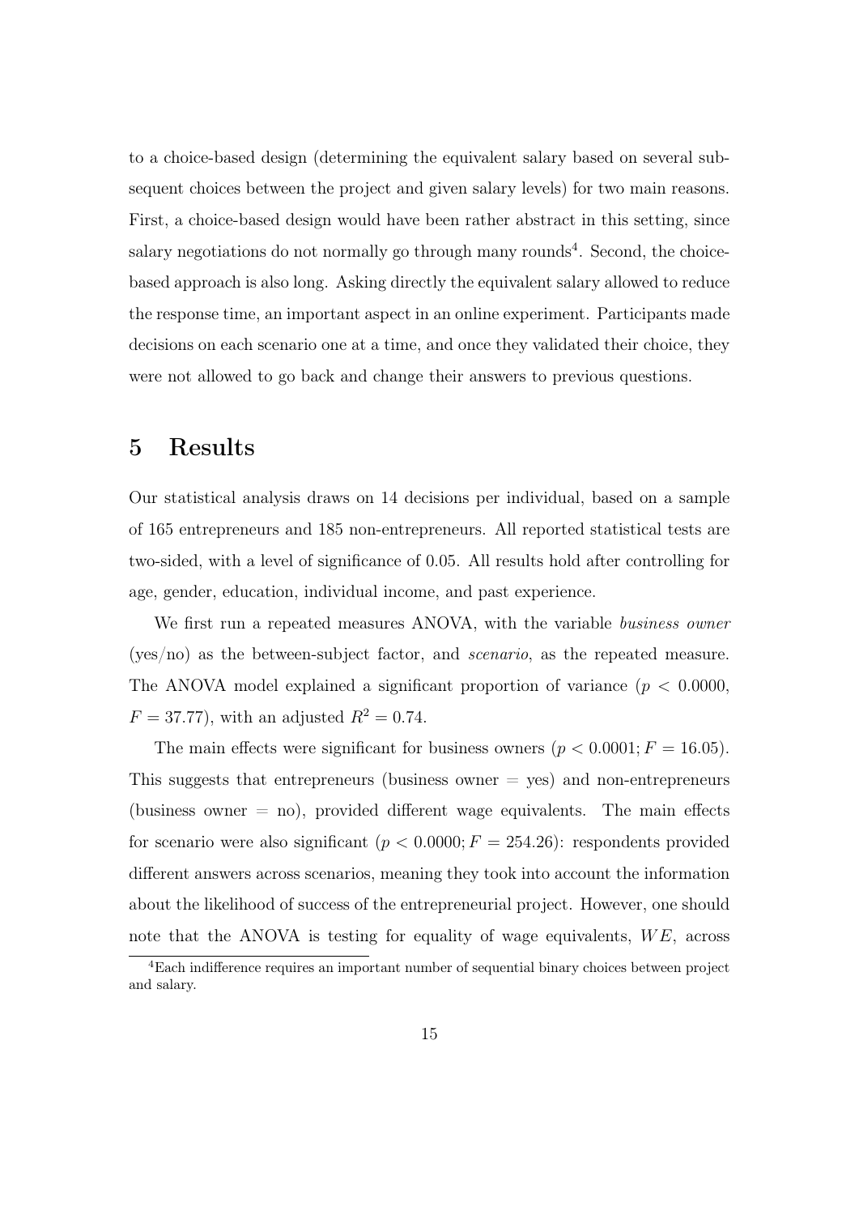to a choice-based design (determining the equivalent salary based on several subsequent choices between the project and given salary levels) for two main reasons. First, a choice-based design would have been rather abstract in this setting, since salary negotiations do not normally go through many rounds[4]. Second, the choice-based approach is also long. Asking directly the equivalent salary allowed to reduce the response time, an important aspect in an online experiment. Participants made decisions on each scenario one at a time, and once they validated their choice, they were not allowed to go back and change their answers to previous questions.

## 5 Results

Our statistical analysis draws on 14 decisions per individual, based on a sample of 165 entrepreneurs and 185 non-entrepreneurs. All reported statistical tests are two-sided, with a level of significance of 0.05. All results hold after controlling for age, gender, education, individual income, and past experience.

We first run a repeated measures ANOVA, with the variable *business owner* (yes/no) as the between-subject factor, and *scenario*, as the repeated measure. The ANOVA model explained a significant proportion of variance ($p < 0.0000$, $F = 37.77$), with an adjusted $R^2 = 0.74$.

The main effects were significant for business owners ($p < 0.0001; F = 16.05$). This suggests that entrepreneurs (business owner = yes) and non-entrepreneurs (business owner = no), provided different wage equivalents. The main effects for scenario were also significant ($p < 0.0000; F = 254.26$): respondents provided different answers across scenarios, meaning they took into account the information about the likelihood of success of the entrepreneurial project. However, one should note that the ANOVA is testing for equality of wage equivalents, $WE$, across

[4] Each indifference requires an important number of sequential binary choices between project and salary.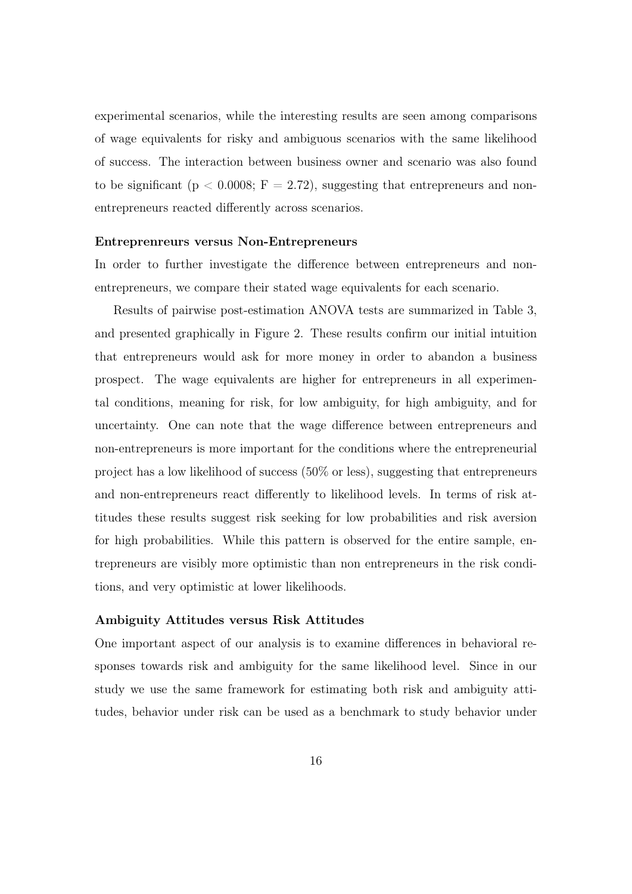experimental scenarios, while the interesting results are seen among comparisons of wage equivalents for risky and ambiguous scenarios with the same likelihood of success. The interaction between business owner and scenario was also found to be significant ($p < 0.0008$; $F = 2.72$), suggesting that entrepreneurs and non-entrepreneurs reacted differently across scenarios.

### Entreprenreurs versus Non-Entrepreneurs

In order to further investigate the difference between entrepreneurs and non-entrepreneurs, we compare their stated wage equivalents for each scenario.

Results of pairwise post-estimation ANOVA tests are summarized in Table 3, and presented graphically in Figure 2. These results confirm our initial intuition that entrepreneurs would ask for more money in order to abandon a business prospect. The wage equivalents are higher for entrepreneurs in all experimental conditions, meaning for risk, for low ambiguity, for high ambiguity, and for uncertainty. One can note that the wage difference between entrepreneurs and non-entrepreneurs is more important for the conditions where the entrepreneurial project has a low likelihood of success (50% or less), suggesting that entrepreneurs and non-entrepreneurs react differently to likelihood levels. In terms of risk attitudes these results suggest risk seeking for low probabilities and risk aversion for high probabilities. While this pattern is observed for the entire sample, entrepreneurs are visibly more optimistic than non entrepreneurs in the risk conditions, and very optimistic at lower likelihoods.

### Ambiguity Attitudes versus Risk Attitudes

One important aspect of our analysis is to examine differences in behavioral responses towards risk and ambiguity for the same likelihood level. Since in our study we use the same framework for estimating both risk and ambiguity attitudes, behavior under risk can be used as a benchmark to study behavior under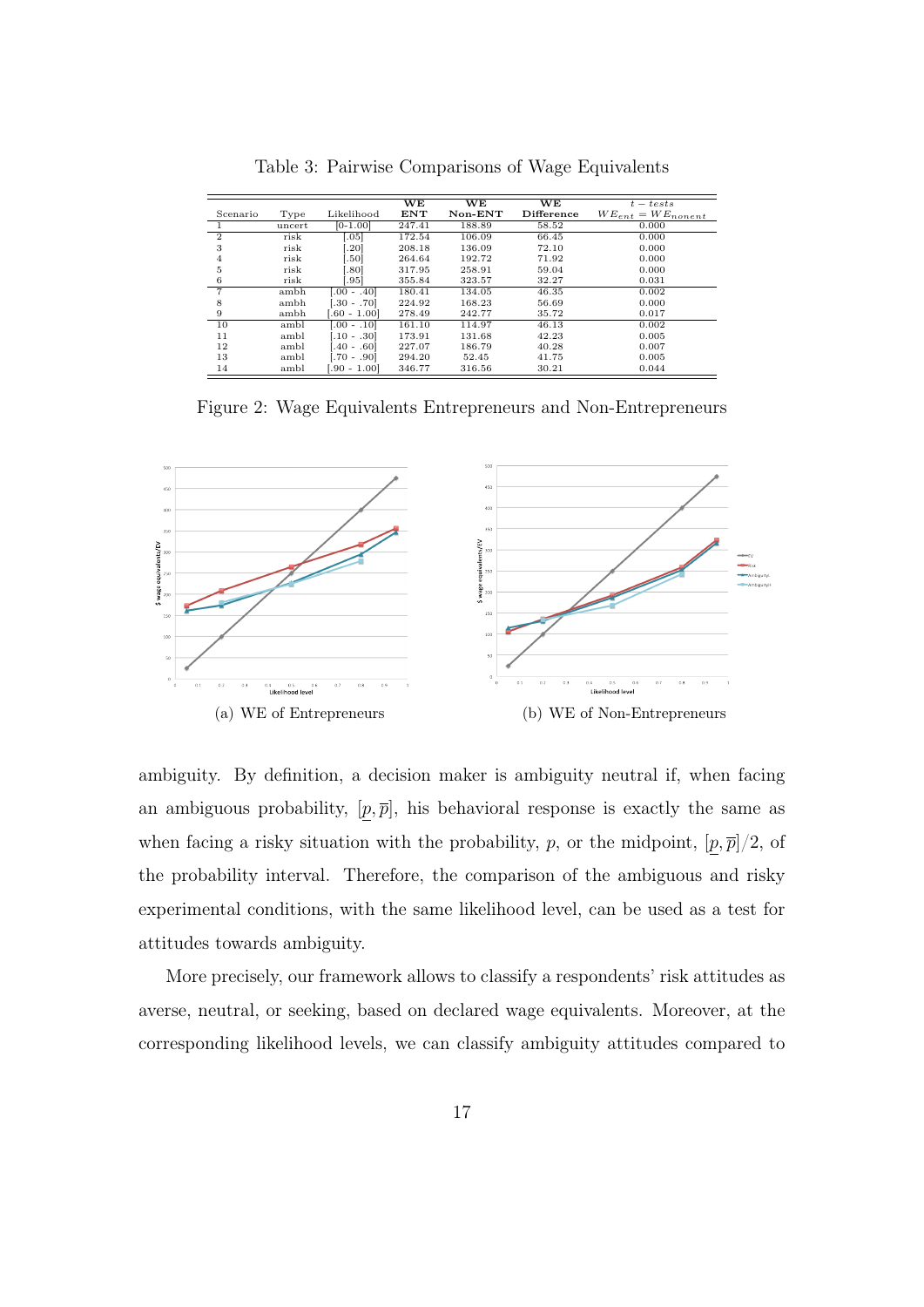Table 3: Pairwise Comparisons of Wage Equivalents

| Scenario | Type | Likelihood | WE ENT | WE Non-ENT | WE Difference | $t-tests$ $WE_{ent} = WE_{nonent}$ |
|---|---|---|---|---|---|---|
| 1 | uncert | [0-1.00] | 247.41 | 188.89 | 58.52 | 0.000 |
| 2 | risk | [.05] | 172.54 | 106.09 | 66.45 | 0.000 |
| 3 | risk | [.20] | 208.18 | 136.09 | 72.10 | 0.000 |
| 4 | risk | [.50] | 264.64 | 192.72 | 71.92 | 0.000 |
| 5 | risk | [.80] | 317.95 | 258.91 | 59.04 | 0.000 |
| 6 | risk | [.95] | 355.84 | 323.57 | 32.27 | 0.031 |
| 7 | ambh | [.00 - .40] | 180.41 | 134.05 | 46.35 | 0.002 |
| 8 | ambh | [.30 - .70] | 224.92 | 168.23 | 56.69 | 0.000 |
| 9 | ambh | [.60 - 1.00] | 278.49 | 242.77 | 35.72 | 0.017 |
| 10 | ambl | [.00 - .10] | 161.10 | 114.97 | 46.13 | 0.002 |
| 11 | ambl | [.10 - .30] | 173.91 | 131.68 | 42.23 | 0.005 |
| 12 | ambl | [.40 - .60] | 227.07 | 186.79 | 40.28 | 0.007 |
| 13 | ambl | [.70 - .90] | 294.20 | 52.45 | 41.75 | 0.005 |
| 14 | ambl | [.90 - 1.00] | 346.77 | 316.56 | 30.21 | 0.044 |

Figure 2: Wage Equivalents Entrepreneurs and Non-Entrepreneurs

(a) WE of Entrepreneurs

(b) WE of Non-Entrepreneurs

ambiguity. By definition, a decision maker is ambiguity neutral if, when facing an ambiguous probability, $[\underline{p}, \overline{p}]$, his behavioral response is exactly the same as when facing a risky situation with the probability, $p$, or the midpoint, $[\underline{p}, \overline{p}]/2$, of the probability interval. Therefore, the comparison of the ambiguous and risky experimental conditions, with the same likelihood level, can be used as a test for attitudes towards ambiguity.

More precisely, our framework allows to classify a respondents' risk attitudes as averse, neutral, or seeking, based on declared wage equivalents. Moreover, at the corresponding likelihood levels, we can classify ambiguity attitudes compared to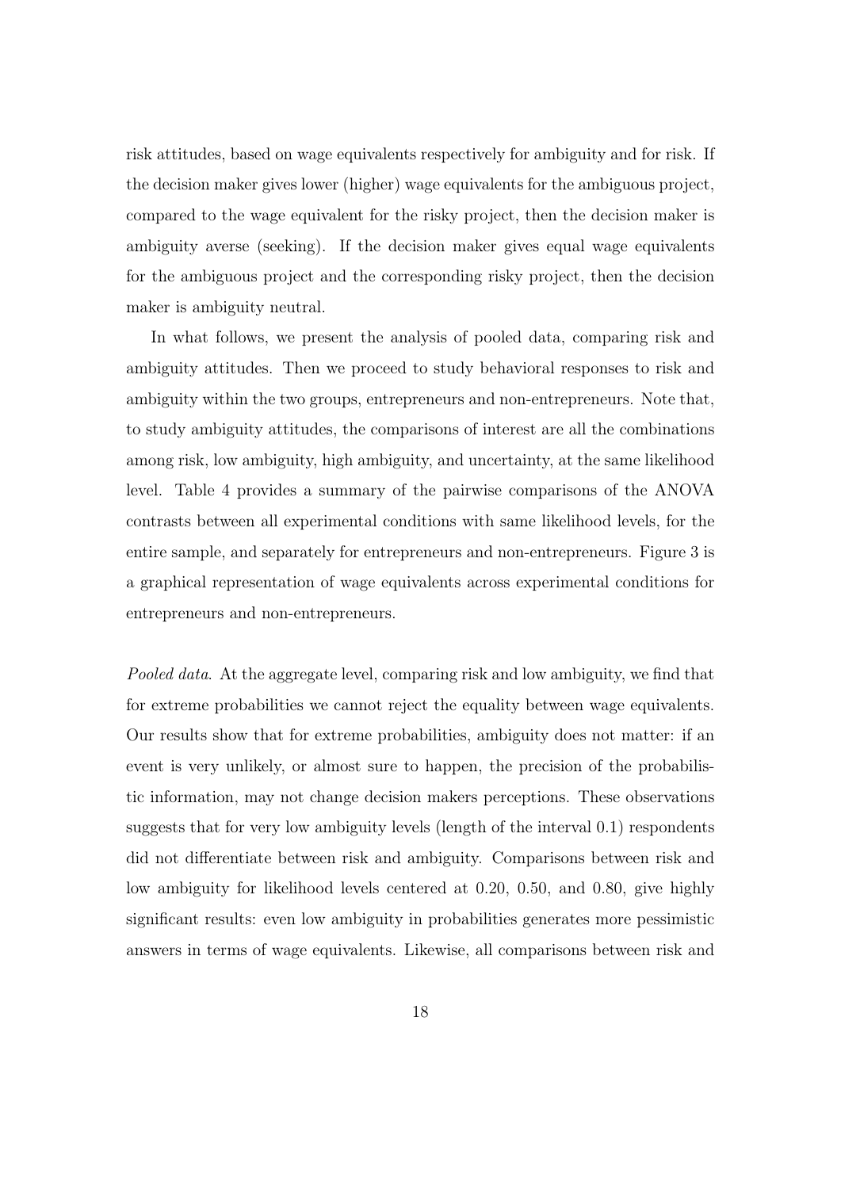risk attitudes, based on wage equivalents respectively for ambiguity and for risk. If the decision maker gives lower (higher) wage equivalents for the ambiguous project, compared to the wage equivalent for the risky project, then the decision maker is ambiguity averse (seeking). If the decision maker gives equal wage equivalents for the ambiguous project and the corresponding risky project, then the decision maker is ambiguity neutral.

In what follows, we present the analysis of pooled data, comparing risk and ambiguity attitudes. Then we proceed to study behavioral responses to risk and ambiguity within the two groups, entrepreneurs and non-entrepreneurs. Note that, to study ambiguity attitudes, the comparisons of interest are all the combinations among risk, low ambiguity, high ambiguity, and uncertainty, at the same likelihood level. Table 4 provides a summary of the pairwise comparisons of the ANOVA contrasts between all experimental conditions with same likelihood levels, for the entire sample, and separately for entrepreneurs and non-entrepreneurs. Figure 3 is a graphical representation of wage equivalents across experimental conditions for entrepreneurs and non-entrepreneurs.

*Pooled data*. At the aggregate level, comparing risk and low ambiguity, we find that for extreme probabilities we cannot reject the equality between wage equivalents. Our results show that for extreme probabilities, ambiguity does not matter: if an event is very unlikely, or almost sure to happen, the precision of the probabilistic information, may not change decision makers perceptions. These observations suggests that for very low ambiguity levels (length of the interval 0.1) respondents did not differentiate between risk and ambiguity. Comparisons between risk and low ambiguity for likelihood levels centered at 0.20, 0.50, and 0.80, give highly significant results: even low ambiguity in probabilities generates more pessimistic answers in terms of wage equivalents. Likewise, all comparisons between risk and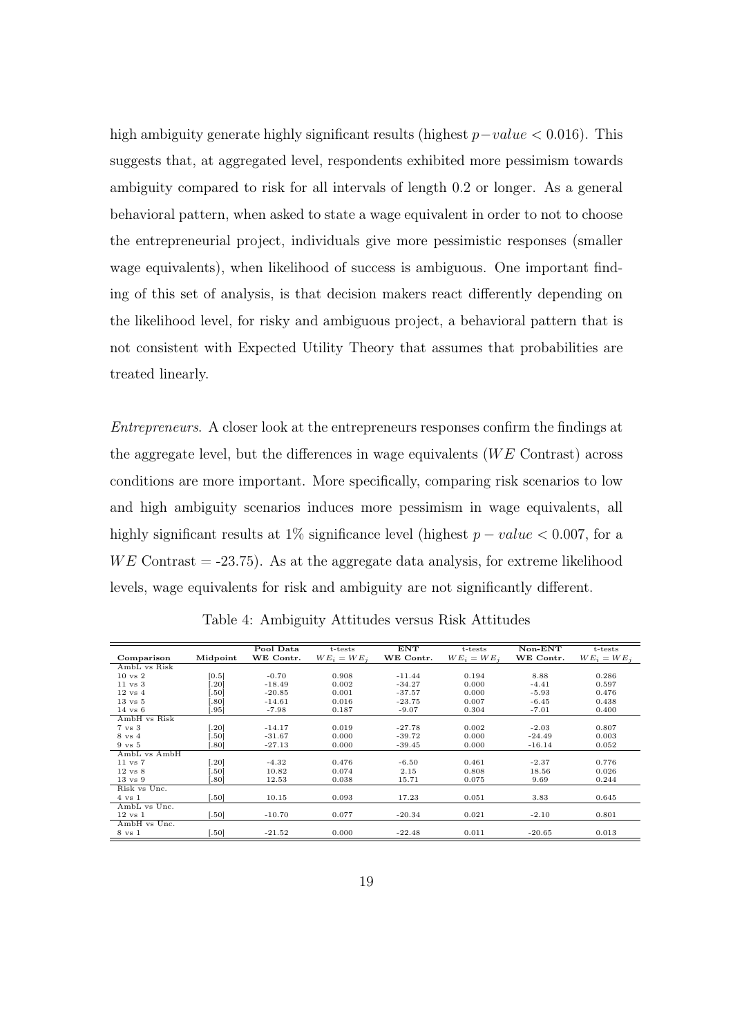high ambiguity generate highly significant results (highest $p-value < 0.016$). This suggests that, at aggregated level, respondents exhibited more pessimism towards ambiguity compared to risk for all intervals of length 0.2 or longer. As a general behavioral pattern, when asked to state a wage equivalent in order to not to choose the entrepreneurial project, individuals give more pessimistic responses (smaller wage equivalents), when likelihood of success is ambiguous. One important finding of this set of analysis, is that decision makers react differently depending on the likelihood level, for risky and ambiguous project, a behavioral pattern that is not consistent with Expected Utility Theory that assumes that probabilities are treated linearly.

*Entrepreneurs.* A closer look at the entrepreneurs responses confirm the findings at the aggregate level, but the differences in wage equivalents ($WE$ Contrast) across conditions are more important. More specifically, comparing risk scenarios to low and high ambiguity scenarios induces more pessimism in wage equivalents, all highly significant results at 1% significance level (highest $p - value < 0.007$, for a $WE$ Contrast = -23.75). As at the aggregate data analysis, for extreme likelihood levels, wage equivalents for risk and ambiguity are not significantly different.

Table 4: Ambiguity Attitudes versus Risk Attitudes

| Comparison | Midpoint | Pool Data WE Contr. | t-tests $WE_i = WE_j$ | ENT WE Contr. | t-tests $WE_i = WE_j$ | Non-ENT WE Contr. | t-tests $WE_i = WE_j$ |
|---|---|---|---|---|---|---|---|
| AmbL vs Risk | | | | | | | |
| 10 vs 2 | [0.5] | -0.70 | 0.908 | -11.44 | 0.194 | 8.88 | 0.286 |
| 11 vs 3 | [.20] | -18.49 | 0.002 | -34.27 | 0.000 | -4.41 | 0.597 |
| 12 vs 4 | [.50] | -20.85 | 0.001 | -37.57 | 0.000 | -5.93 | 0.476 |
| 13 vs 5 | [.80] | -14.61 | 0.016 | -23.75 | 0.007 | -6.45 | 0.438 |
| 14 vs 6 | [.95] | -7.98 | 0.187 | -9.07 | 0.304 | -7.01 | 0.400 |
| AmbH vs Risk | | | | | | | |
| 7 vs 3 | [.20] | -14.17 | 0.019 | -27.78 | 0.002 | -2.03 | 0.807 |
| 8 vs 4 | [.50] | -31.67 | 0.000 | -39.72 | 0.000 | -24.49 | 0.003 |
| 9 vs 5 | [.80] | -27.13 | 0.000 | -39.45 | 0.000 | -16.14 | 0.052 |
| AmbL vs AmbH | | | | | | | |
| 11 vs 7 | [.20] | -4.32 | 0.476 | -6.50 | 0.461 | -2.37 | 0.776 |
| 12 vs 8 | [.50] | 10.82 | 0.074 | 2.15 | 0.808 | 18.56 | 0.026 |
| 13 vs 9 | [.80] | 12.53 | 0.038 | 15.71 | 0.075 | 9.69 | 0.244 |
| Risk vs Unc. | | | | | | | |
| 4 vs 1 | [.50] | 10.15 | 0.093 | 17.23 | 0.051 | 3.83 | 0.645 |
| AmbL vs Unc. | | | | | | | |
| 12 vs 1 | [.50] | -10.70 | 0.077 | -20.34 | 0.021 | -2.10 | 0.801 |
| AmbH vs Unc. | | | | | | | |
| 8 vs 1 | [.50] | -21.52 | 0.000 | -22.48 | 0.011 | -20.65 | 0.013 |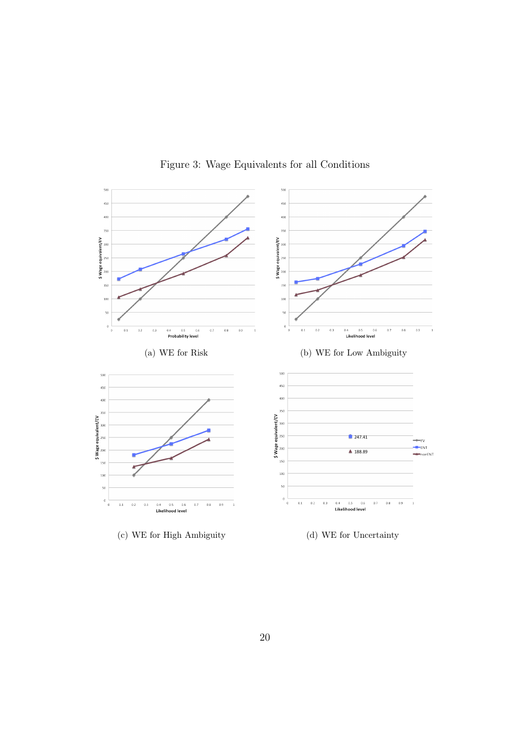Figure 3: Wage Equivalents for all Conditions

(a) WE for Risk

(b) WE for Low Ambiguity

(c) WE for High Ambiguity

(d) WE for Uncertainty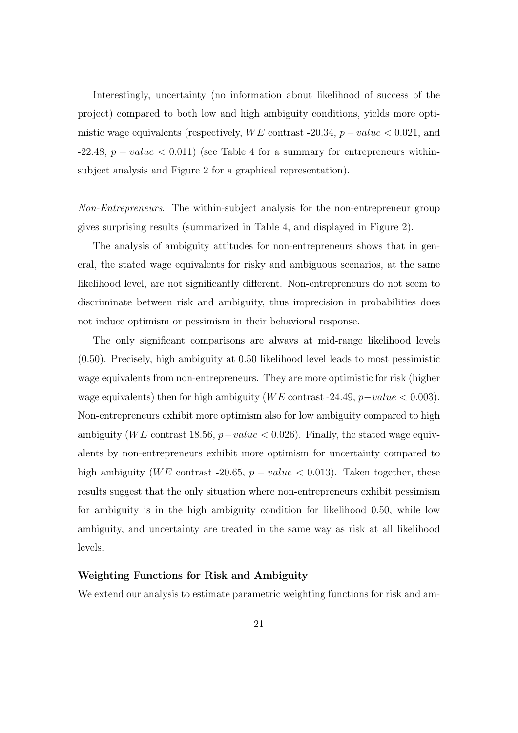Interestingly, uncertainty (no information about likelihood of success of the project) compared to both low and high ambiguity conditions, yields more optimistic wage equivalents (respectively, $WE$ contrast -20.34, $p-value < 0.021$, and -22.48, $p-value < 0.011$) (see Table 4 for a summary for entrepreneurs within-subject analysis and Figure 2 for a graphical representation).

*Non-Entrepreneurs*. The within-subject analysis for the non-entrepreneur group gives surprising results (summarized in Table 4, and displayed in Figure 2).

The analysis of ambiguity attitudes for non-entrepreneurs shows that in general, the stated wage equivalents for risky and ambiguous scenarios, at the same likelihood level, are not significantly different. Non-entrepreneurs do not seem to discriminate between risk and ambiguity, thus imprecision in probabilities does not induce optimism or pessimism in their behavioral response.

The only significant comparisons are always at mid-range likelihood levels (0.50). Precisely, high ambiguity at 0.50 likelihood level leads to most pessimistic wage equivalents from non-entrepreneurs. They are more optimistic for risk (higher wage equivalents) then for high ambiguity ($WE$ contrast -24.49, $p-value < 0.003$). Non-entrepreneurs exhibit more optimism also for low ambiguity compared to high ambiguity ($WE$ contrast 18.56, $p-value < 0.026$). Finally, the stated wage equivalents by non-entrepreneurs exhibit more optimism for uncertainty compared to high ambiguity ($WE$ contrast -20.65, $p-value < 0.013$). Taken together, these results suggest that the only situation where non-entrepreneurs exhibit pessimism for ambiguity is in the high ambiguity condition for likelihood 0.50, while low ambiguity, and uncertainty are treated in the same way as risk at all likelihood levels.

**Weighting Functions for Risk and Ambiguity**

We extend our analysis to estimate parametric weighting functions for risk and am-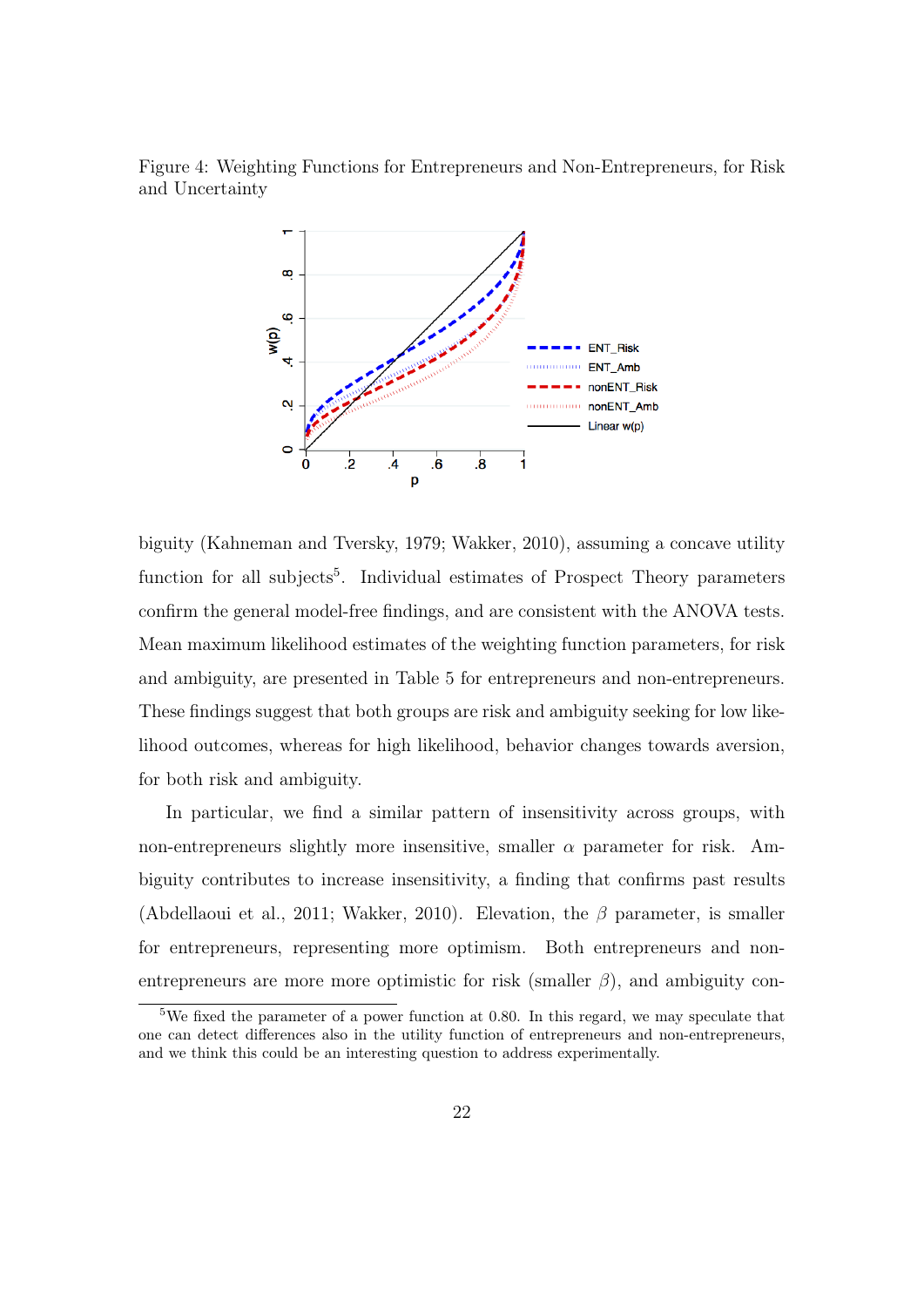Figure 4: Weighting Functions for Entrepreneurs and Non-Entrepreneurs, for Risk and Uncertainty

biguity (Kahneman and Tversky, 1979; Wakker, 2010), assuming a concave utility function for all subjects[5]. Individual estimates of Prospect Theory parameters confirm the general model-free findings, and are consistent with the ANOVA tests. Mean maximum likelihood estimates of the weighting function parameters, for risk and ambiguity, are presented in Table 5 for entrepreneurs and non-entrepreneurs. These findings suggest that both groups are risk and ambiguity seeking for low likelihood outcomes, whereas for high likelihood, behavior changes towards aversion, for both risk and ambiguity.

In particular, we find a similar pattern of insensitivity across groups, with non-entrepreneurs slightly more insensitive, smaller $\alpha$ parameter for risk. Ambiguity contributes to increase insensitivity, a finding that confirms past results (Abdellaoui et al., 2011; Wakker, 2010). Elevation, the $\beta$ parameter, is smaller for entrepreneurs, representing more optimism. Both entrepreneurs and non-entrepreneurs are more more optimistic for risk (smaller $\beta$), and ambiguity con-

[5] We fixed the parameter of a power function at 0.80. In this regard, we may speculate that one can detect differences also in the utility function of entrepreneurs and non-entrepreneurs, and we think this could be an interesting question to address experimentally.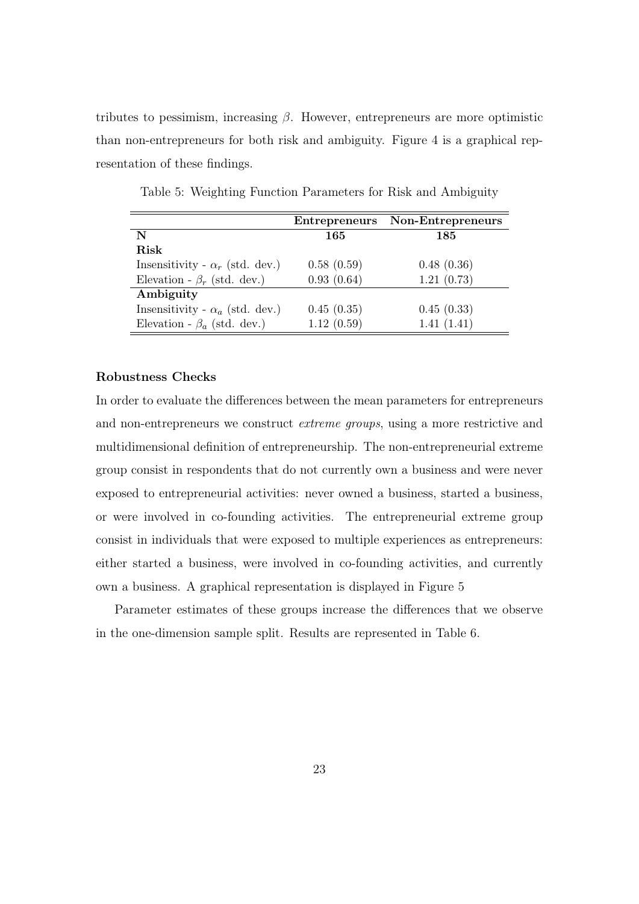tributes to pessimism, increasing $\beta$. However, entrepreneurs are more optimistic than non-entrepreneurs for both risk and ambiguity. Figure 4 is a graphical representation of these findings.

Table 5: Weighting Function Parameters for Risk and Ambiguity

| | **Entrepreneurs** | **Non-Entrepreneurs** |
|---|---|---|
| **N** | **165** | **185** |
| **Risk** | | |
| Insensitivity - $\alpha_r$ (std. dev.) | 0.58 (0.59) | 0.48 (0.36) |
| Elevation - $\beta_r$ (std. dev.) | 0.93 (0.64) | 1.21 (0.73) |
| **Ambiguity** | | |
| Insensitivity - $\alpha_a$ (std. dev.) | 0.45 (0.35) | 0.45 (0.33) |
| Elevation - $\beta_a$ (std. dev.) | 1.12 (0.59) | 1.41 (1.41) |

**Robustness Checks**

In order to evaluate the differences between the mean parameters for entrepreneurs and non-entrepreneurs we construct *extreme groups*, using a more restrictive and multidimensional definition of entrepreneurship. The non-entrepreneurial extreme group consist in respondents that do not currently own a business and were never exposed to entrepreneurial activities: never owned a business, started a business, or were involved in co-founding activities. The entrepreneurial extreme group consist in individuals that were exposed to multiple experiences as entrepreneurs: either started a business, were involved in co-founding activities, and currently own a business. A graphical representation is displayed in Figure 5

Parameter estimates of these groups increase the differences that we observe in the one-dimension sample split. Results are represented in Table 6.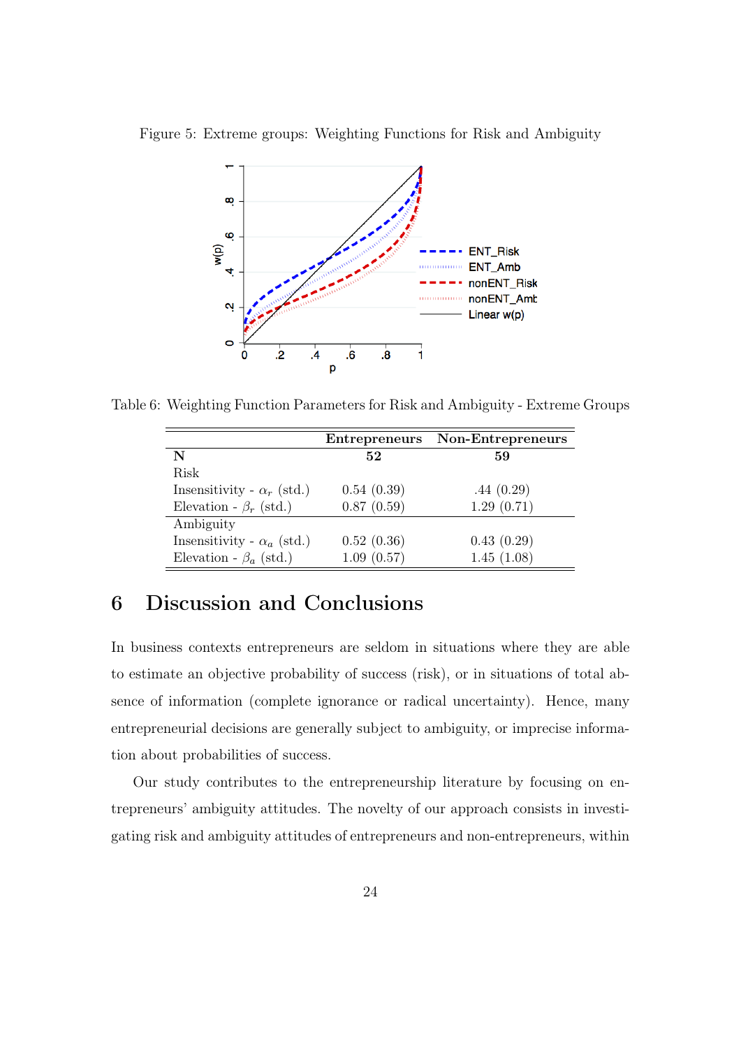Figure 5: Extreme groups: Weighting Functions for Risk and Ambiguity

Table 6: Weighting Function Parameters for Risk and Ambiguity - Extreme Groups

| | **Entrepreneurs** | **Non-Entrepreneurs** |
|---|---|---|
| **N** | **52** | **59** |
| Risk | | |
| Insensitivity - $\alpha_r$ (std.) | 0.54 (0.39) | .44 (0.29) |
| Elevation - $\beta_r$ (std.) | 0.87 (0.59) | 1.29 (0.71) |
| Ambiguity | | |
| Insensitivity - $\alpha_a$ (std.) | 0.52 (0.36) | 0.43 (0.29) |
| Elevation - $\beta_a$ (std.) | 1.09 (0.57) | 1.45 (1.08) |

# 6 Discussion and Conclusions

In business contexts entrepreneurs are seldom in situations where they are able to estimate an objective probability of success (risk), or in situations of total absence of information (complete ignorance or radical uncertainty). Hence, many entrepreneurial decisions are generally subject to ambiguity, or imprecise information about probabilities of success.

Our study contributes to the entrepreneurship literature by focusing on entrepreneurs' ambiguity attitudes. The novelty of our approach consists in investigating risk and ambiguity attitudes of entrepreneurs and non-entrepreneurs, within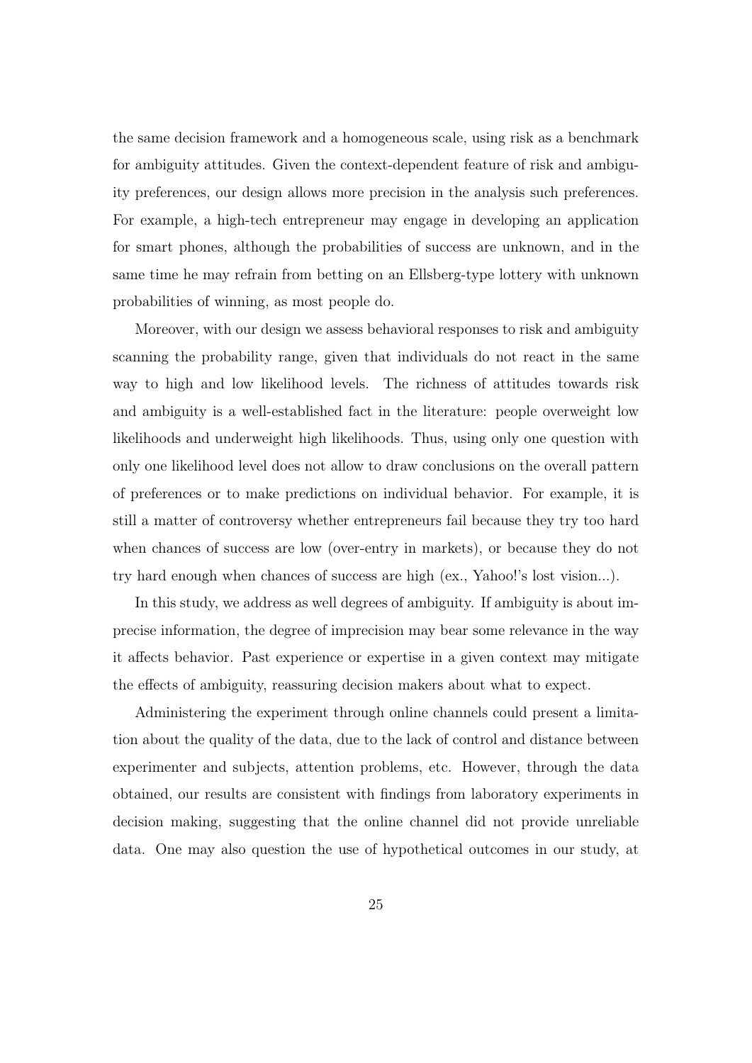the same decision framework and a homogeneous scale, using risk as a benchmark for ambiguity attitudes. Given the context-dependent feature of risk and ambiguity preferences, our design allows more precision in the analysis such preferences. For example, a high-tech entrepreneur may engage in developing an application for smart phones, although the probabilities of success are unknown, and in the same time he may refrain from betting on an Ellsberg-type lottery with unknown probabilities of winning, as most people do.

Moreover, with our design we assess behavioral responses to risk and ambiguity scanning the probability range, given that individuals do not react in the same way to high and low likelihood levels. The richness of attitudes towards risk and ambiguity is a well-established fact in the literature: people overweight low likelihoods and underweight high likelihoods. Thus, using only one question with only one likelihood level does not allow to draw conclusions on the overall pattern of preferences or to make predictions on individual behavior. For example, it is still a matter of controversy whether entrepreneurs fail because they try too hard when chances of success are low (over-entry in markets), or because they do not try hard enough when chances of success are high (ex., Yahoo!'s lost vision...).

In this study, we address as well degrees of ambiguity. If ambiguity is about imprecise information, the degree of imprecision may bear some relevance in the way it affects behavior. Past experience or expertise in a given context may mitigate the effects of ambiguity, reassuring decision makers about what to expect.

Administering the experiment through online channels could present a limitation about the quality of the data, due to the lack of control and distance between experimenter and subjects, attention problems, etc. However, through the data obtained, our results are consistent with findings from laboratory experiments in decision making, suggesting that the online channel did not provide unreliable data. One may also question the use of hypothetical outcomes in our study, at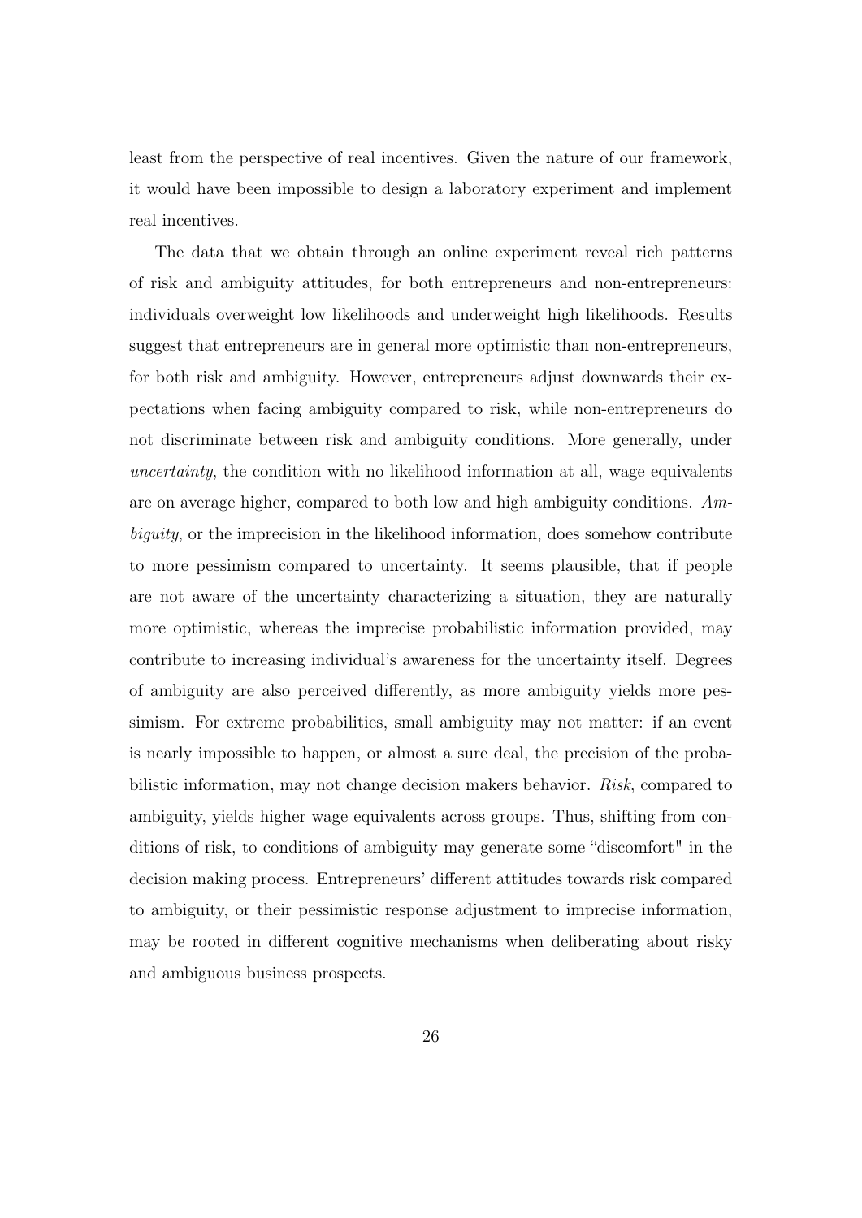least from the perspective of real incentives. Given the nature of our framework, it would have been impossible to design a laboratory experiment and implement real incentives.

The data that we obtain through an online experiment reveal rich patterns of risk and ambiguity attitudes, for both entrepreneurs and non-entrepreneurs: individuals overweight low likelihoods and underweight high likelihoods. Results suggest that entrepreneurs are in general more optimistic than non-entrepreneurs, for both risk and ambiguity. However, entrepreneurs adjust downwards their expectations when facing ambiguity compared to risk, while non-entrepreneurs do not discriminate between risk and ambiguity conditions. More generally, under *uncertainty*, the condition with no likelihood information at all, wage equivalents are on average higher, compared to both low and high ambiguity conditions. *Ambiguity*, or the imprecision in the likelihood information, does somehow contribute to more pessimism compared to uncertainty. It seems plausible, that if people are not aware of the uncertainty characterizing a situation, they are naturally more optimistic, whereas the imprecise probabilistic information provided, may contribute to increasing individual's awareness for the uncertainty itself. Degrees of ambiguity are also perceived differently, as more ambiguity yields more pessimism. For extreme probabilities, small ambiguity may not matter: if an event is nearly impossible to happen, or almost a sure deal, the precision of the probabilistic information, may not change decision makers behavior. *Risk*, compared to ambiguity, yields higher wage equivalents across groups. Thus, shifting from conditions of risk, to conditions of ambiguity may generate some "discomfort" in the decision making process. Entrepreneurs' different attitudes towards risk compared to ambiguity, or their pessimistic response adjustment to imprecise information, may be rooted in different cognitive mechanisms when deliberating about risky and ambiguous business prospects.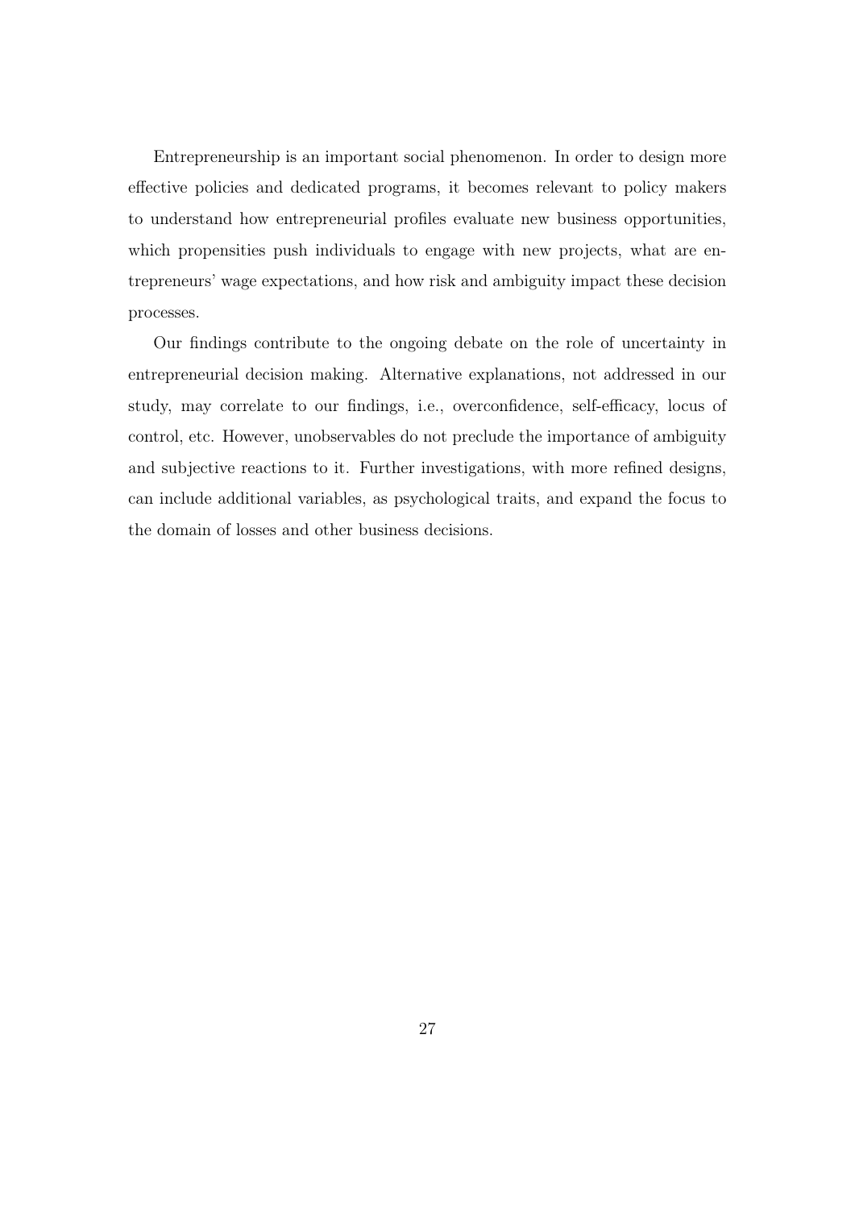Entrepreneurship is an important social phenomenon. In order to design more effective policies and dedicated programs, it becomes relevant to policy makers to understand how entrepreneurial profiles evaluate new business opportunities, which propensities push individuals to engage with new projects, what are entrepreneurs' wage expectations, and how risk and ambiguity impact these decision processes.

Our findings contribute to the ongoing debate on the role of uncertainty in entrepreneurial decision making. Alternative explanations, not addressed in our study, may correlate to our findings, i.e., overconfidence, self-efficacy, locus of control, etc. However, unobservables do not preclude the importance of ambiguity and subjective reactions to it. Further investigations, with more refined designs, can include additional variables, as psychological traits, and expand the focus to the domain of losses and other business decisions.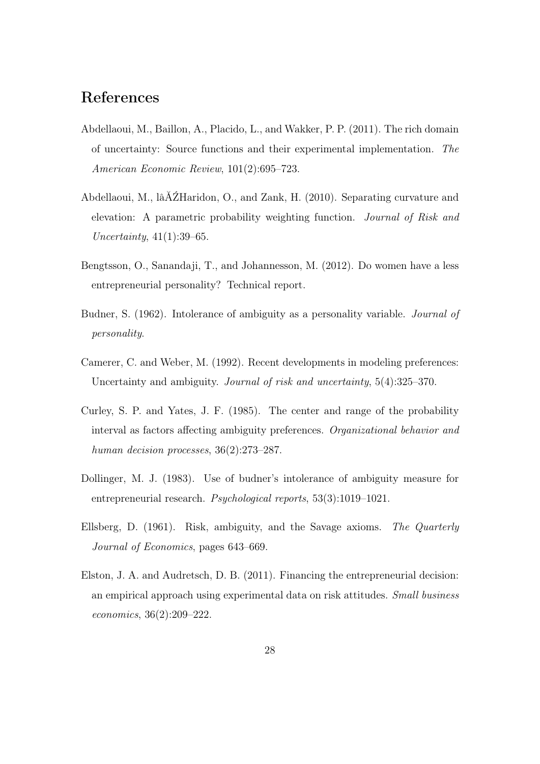## References

Abdellaoui, M., Baillon, A., Placido, L., and Wakker, P. P. (2011). The rich domain of uncertainty: Source functions and their experimental implementation. *The American Economic Review*, 101(2):695–723.

Abdellaoui, M., lâĂŹHaridon, O., and Zank, H. (2010). Separating curvature and elevation: A parametric probability weighting function. *Journal of Risk and Uncertainty*, 41(1):39–65.

Bengtsson, O., Sanandaji, T., and Johannesson, M. (2012). Do women have a less entrepreneurial personality? Technical report.

Budner, S. (1962). Intolerance of ambiguity as a personality variable. *Journal of personality*.

Camerer, C. and Weber, M. (1992). Recent developments in modeling preferences: Uncertainty and ambiguity. *Journal of risk and uncertainty*, 5(4):325–370.

Curley, S. P. and Yates, J. F. (1985). The center and range of the probability interval as factors affecting ambiguity preferences. *Organizational behavior and human decision processes*, 36(2):273–287.

Dollinger, M. J. (1983). Use of budner's intolerance of ambiguity measure for entrepreneurial research. *Psychological reports*, 53(3):1019–1021.

Ellsberg, D. (1961). Risk, ambiguity, and the Savage axioms. *The Quarterly Journal of Economics*, pages 643–669.

Elston, J. A. and Audretsch, D. B. (2011). Financing the entrepreneurial decision: an empirical approach using experimental data on risk attitudes. *Small business economics*, 36(2):209–222.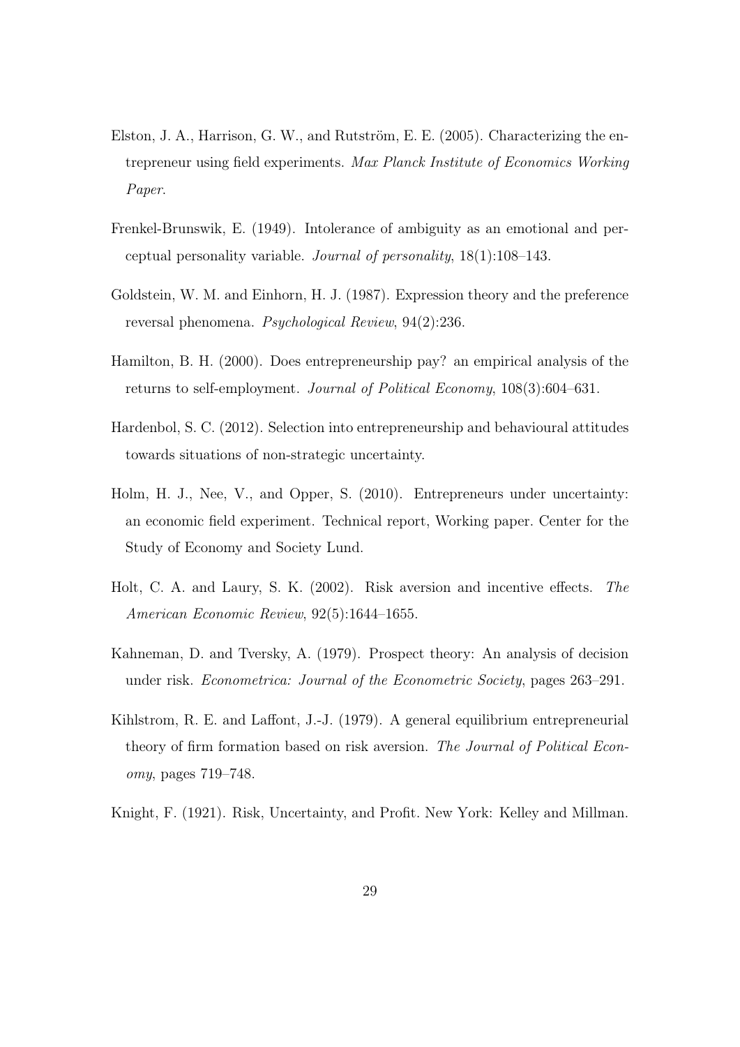Elston, J. A., Harrison, G. W., and Rutström, E. E. (2005). Characterizing the entrepreneur using field experiments. *Max Planck Institute of Economics Working Paper*.

Frenkel-Brunswik, E. (1949). Intolerance of ambiguity as an emotional and perceptual personality variable. *Journal of personality*, 18(1):108–143.

Goldstein, W. M. and Einhorn, H. J. (1987). Expression theory and the preference reversal phenomena. *Psychological Review*, 94(2):236.

Hamilton, B. H. (2000). Does entrepreneurship pay? an empirical analysis of the returns to self-employment. *Journal of Political Economy*, 108(3):604–631.

Hardenbol, S. C. (2012). Selection into entrepreneurship and behavioural attitudes towards situations of non-strategic uncertainty.

Holm, H. J., Nee, V., and Opper, S. (2010). Entrepreneurs under uncertainty: an economic field experiment. Technical report, Working paper. Center for the Study of Economy and Society Lund.

Holt, C. A. and Laury, S. K. (2002). Risk aversion and incentive effects. *The American Economic Review*, 92(5):1644–1655.

Kahneman, D. and Tversky, A. (1979). Prospect theory: An analysis of decision under risk. *Econometrica: Journal of the Econometric Society*, pages 263–291.

Kihlstrom, R. E. and Laffont, J.-J. (1979). A general equilibrium entrepreneurial theory of firm formation based on risk aversion. *The Journal of Political Economy*, pages 719–748.

Knight, F. (1921). Risk, Uncertainty, and Profit. New York: Kelley and Millman.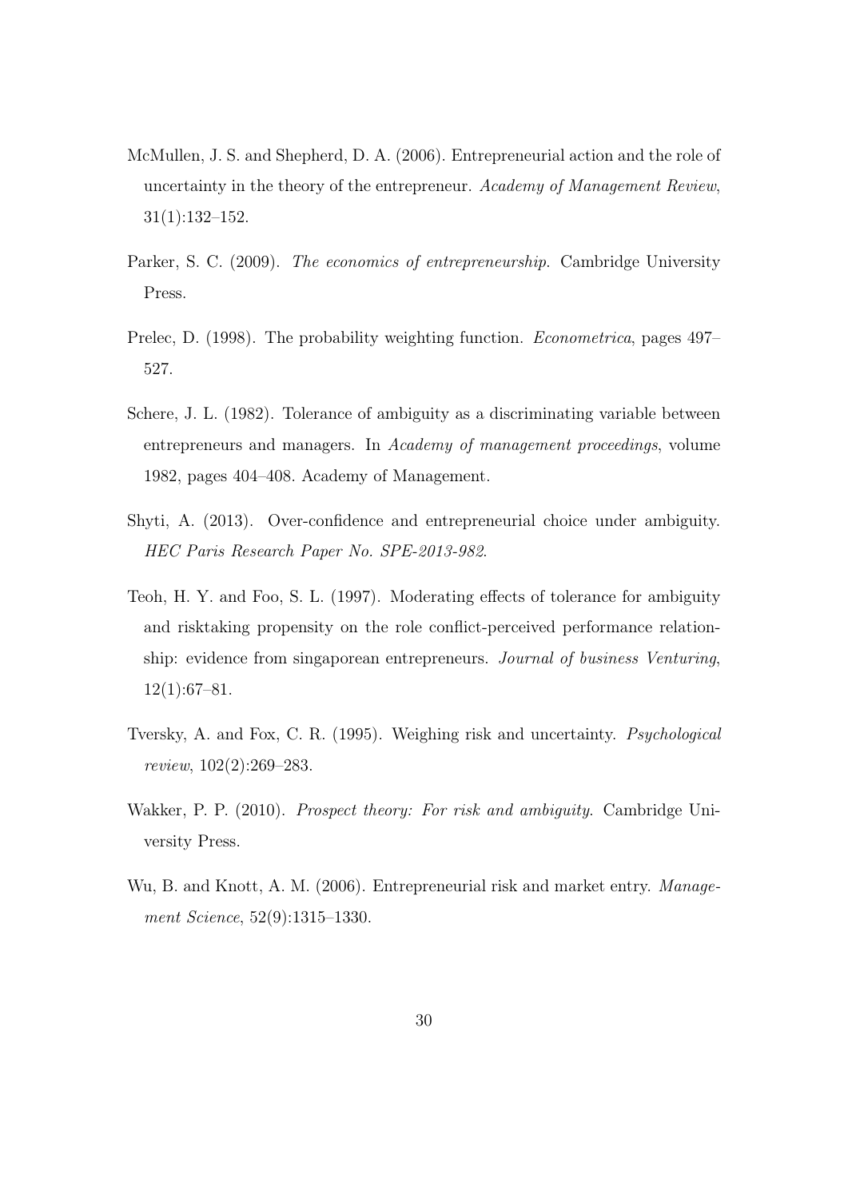McMullen, J. S. and Shepherd, D. A. (2006). Entrepreneurial action and the role of uncertainty in the theory of the entrepreneur. *Academy of Management Review*, 31(1):132–152.

Parker, S. C. (2009). *The economics of entrepreneurship*. Cambridge University Press.

Prelec, D. (1998). The probability weighting function. *Econometrica*, pages 497–527.

Schere, J. L. (1982). Tolerance of ambiguity as a discriminating variable between entrepreneurs and managers. In *Academy of management proceedings*, volume 1982, pages 404–408. Academy of Management.

Shyti, A. (2013). Over-confidence and entrepreneurial choice under ambiguity. *HEC Paris Research Paper No. SPE-2013-982*.

Teoh, H. Y. and Foo, S. L. (1997). Moderating effects of tolerance for ambiguity and risktaking propensity on the role conflict-perceived performance relationship: evidence from singaporean entrepreneurs. *Journal of business Venturing*, 12(1):67–81.

Tversky, A. and Fox, C. R. (1995). Weighing risk and uncertainty. *Psychological review*, 102(2):269–283.

Wakker, P. P. (2010). *Prospect theory: For risk and ambiguity*. Cambridge University Press.

Wu, B. and Knott, A. M. (2006). Entrepreneurial risk and market entry. *Management Science*, 52(9):1315–1330.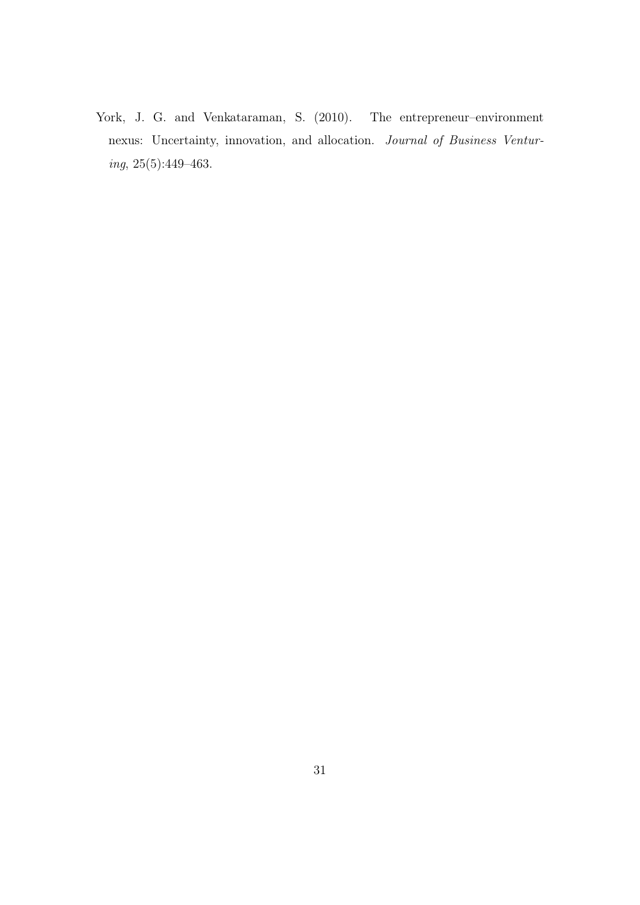York, J. G. and Venkataraman, S. (2010). The entrepreneur–environment nexus: Uncertainty, innovation, and allocation. *Journal of Business Venturing*, 25(5):449–463.